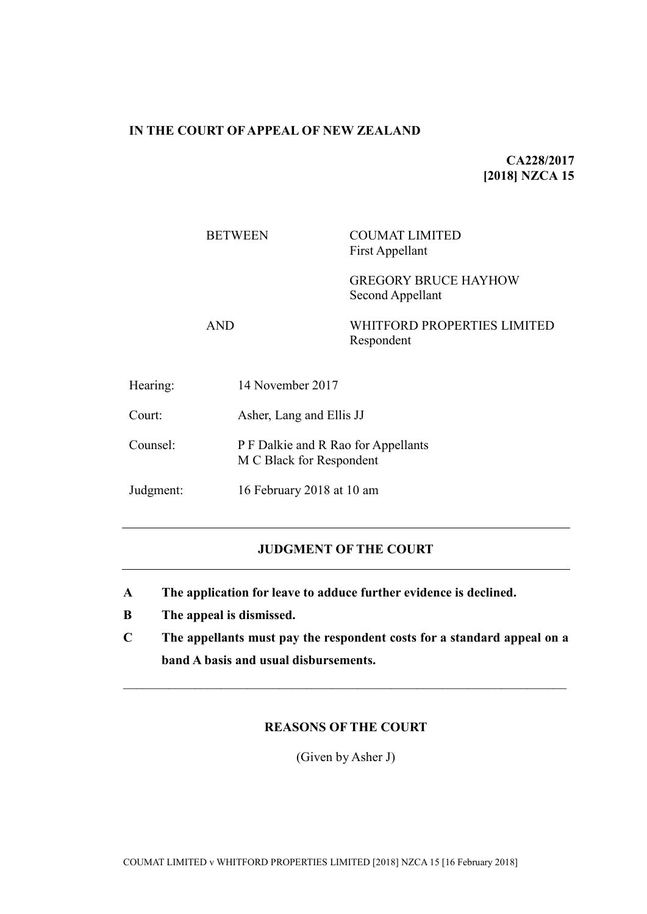**IN THE COURT OF APPEAL OF NEW ZEALAND**

**CA228/2017**
**[2018] NZCA 15**

| | |
|---|---|
| BETWEEN | COUMAT LIMITED<br>First Appellant |
| | GREGORY BRUCE HAYHOW<br>Second Appellant |
| AND | WHITFORD PROPERTIES LIMITED<br>Respondent |

| | |
|---|---|
| Hearing: | 14 November 2017 |
| Court: | Asher, Lang and Ellis JJ |
| Counsel: | P F Dalkie and R Rao for Appellants<br>M C Black for Respondent |
| Judgment: | 16 February 2018 at 10 am |

---

**JUDGMENT OF THE COURT**

---

**A The application for leave to adduce further evidence is declined.**

**B The appeal is dismissed.**

**C The appellants must pay the respondent costs for a standard appeal on a band A basis and usual disbursements.**

---

**REASONS OF THE COURT**

(Given by Asher J)

COUMAT LIMITED v WHITFORD PROPERTIES LIMITED [2018] NZCA 15 [16 February 2018]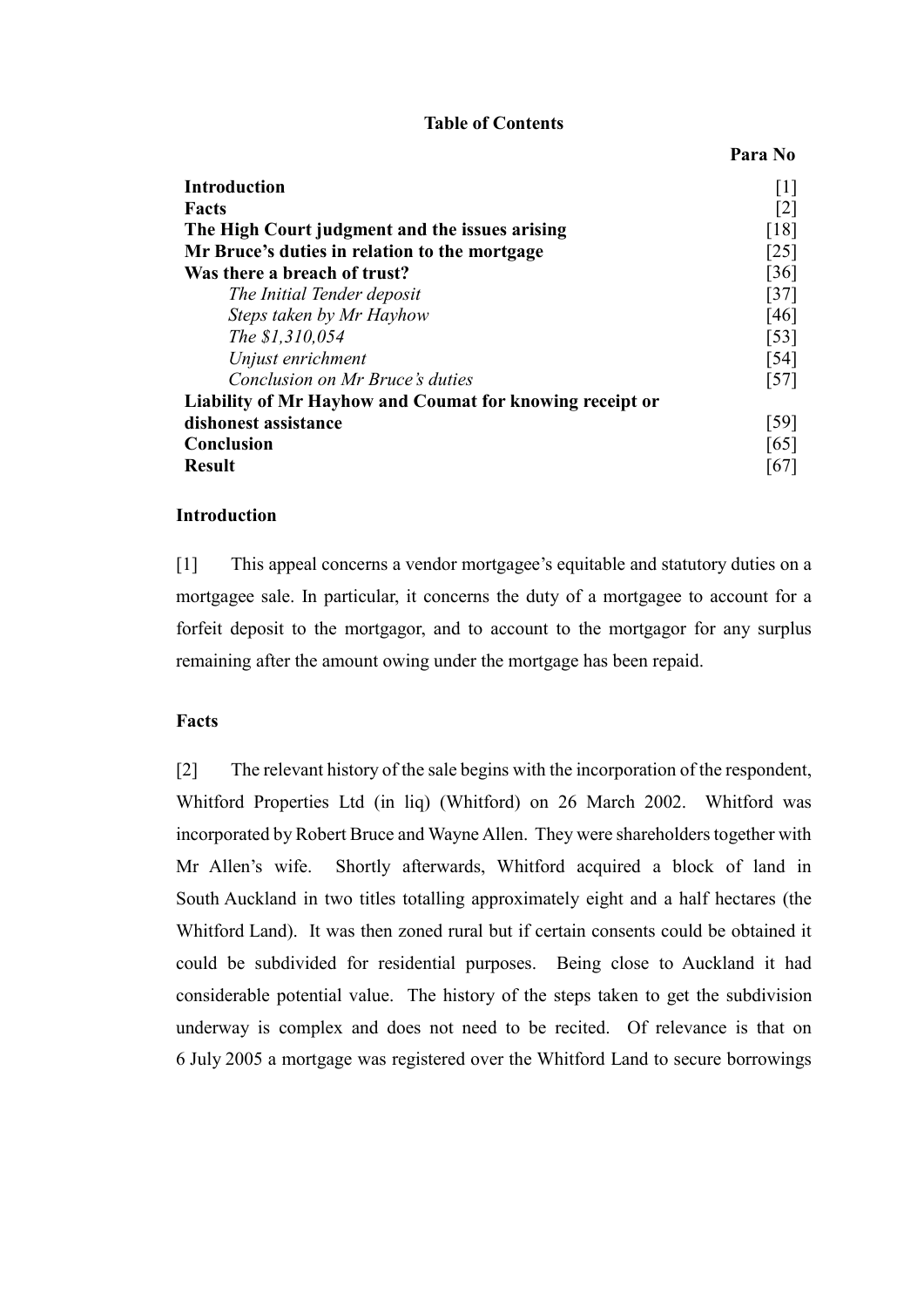**Table of Contents**

| | Para No |
|---|---|
| **Introduction** | [1] |
| **Facts** | [2] |
| **The High Court judgment and the issues arising** | [18] |
| **Mr Bruce's duties in relation to the mortgage** | [25] |
| **Was there a breach of trust?** | [36] |
| *The Initial Tender deposit* | [37] |
| *Steps taken by Mr Hayhow* | [46] |
| *The $1,310,054* | [53] |
| *Unjust enrichment* | [54] |
| *Conclusion on Mr Bruce's duties* | [57] |
| **Liability of Mr Hayhow and Coumat for knowing receipt or dishonest assistance** | [59] |
| **Conclusion** | [65] |
| **Result** | [67] |

## Introduction

[1] This appeal concerns a vendor mortgagee's equitable and statutory duties on a mortgagee sale. In particular, it concerns the duty of a mortgagee to account for a forfeit deposit to the mortgagor, and to account to the mortgagor for any surplus remaining after the amount owing under the mortgage has been repaid.

## Facts

[2] The relevant history of the sale begins with the incorporation of the respondent, Whitford Properties Ltd (in liq) (Whitford) on 26 March 2002. Whitford was incorporated by Robert Bruce and Wayne Allen. They were shareholders together with Mr Allen's wife. Shortly afterwards, Whitford acquired a block of land in South Auckland in two titles totalling approximately eight and a half hectares (the Whitford Land). It was then zoned rural but if certain consents could be obtained it could be subdivided for residential purposes. Being close to Auckland it had considerable potential value. The history of the steps taken to get the subdivision underway is complex and does not need to be recited. Of relevance is that on 6 July 2005 a mortgage was registered over the Whitford Land to secure borrowings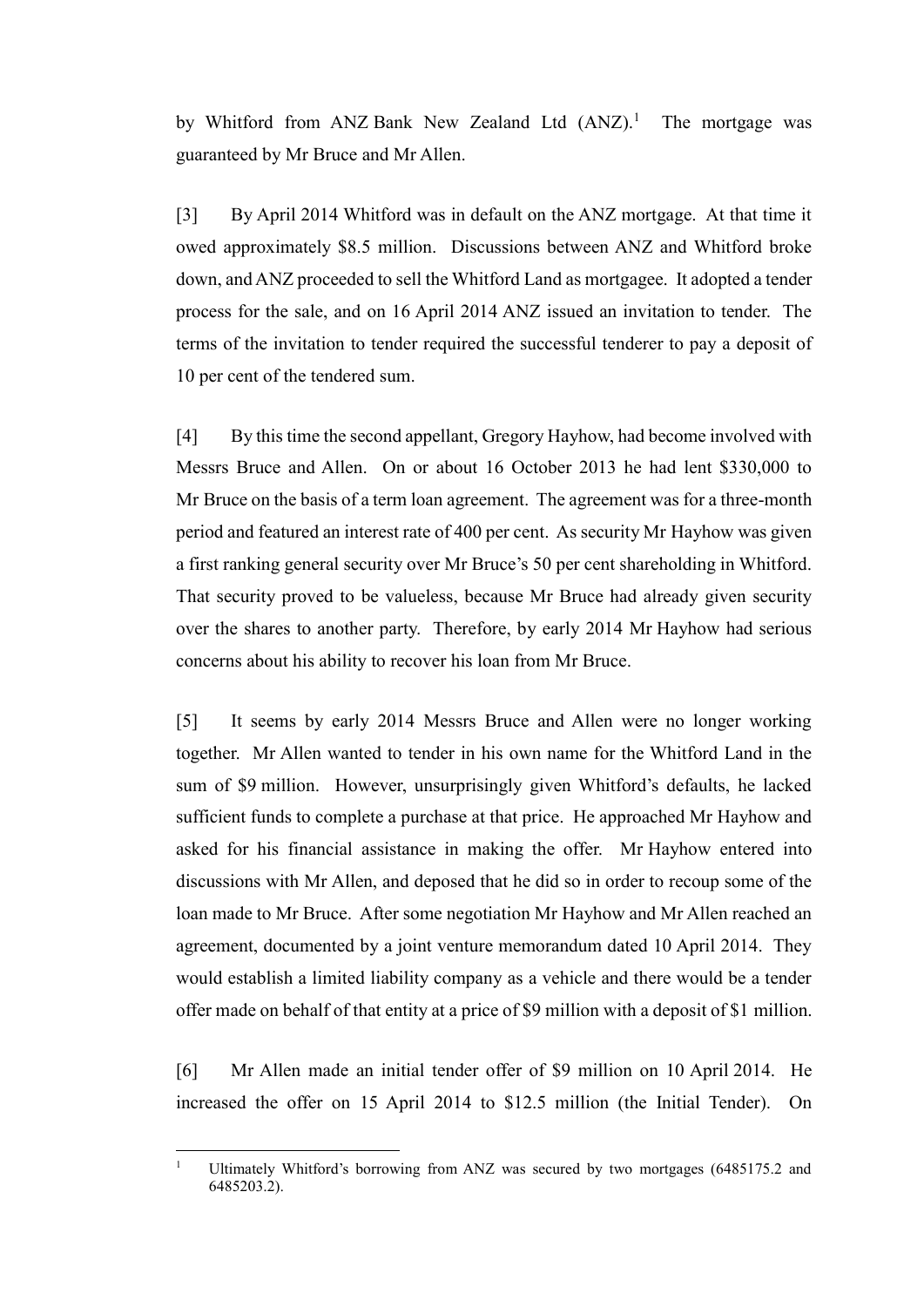by Whitford from ANZ Bank New Zealand Ltd (ANZ).[1] The mortgage was guaranteed by Mr Bruce and Mr Allen.

[3] By April 2014 Whitford was in default on the ANZ mortgage. At that time it owed approximately $8.5 million. Discussions between ANZ and Whitford broke down, and ANZ proceeded to sell the Whitford Land as mortgagee. It adopted a tender process for the sale, and on 16 April 2014 ANZ issued an invitation to tender. The terms of the invitation to tender required the successful tenderer to pay a deposit of 10 per cent of the tendered sum.

[4] By this time the second appellant, Gregory Hayhow, had become involved with Messrs Bruce and Allen. On or about 16 October 2013 he had lent $330,000 to Mr Bruce on the basis of a term loan agreement. The agreement was for a three-month period and featured an interest rate of 400 per cent. As security Mr Hayhow was given a first ranking general security over Mr Bruce's 50 per cent shareholding in Whitford. That security proved to be valueless, because Mr Bruce had already given security over the shares to another party. Therefore, by early 2014 Mr Hayhow had serious concerns about his ability to recover his loan from Mr Bruce.

[5] It seems by early 2014 Messrs Bruce and Allen were no longer working together. Mr Allen wanted to tender in his own name for the Whitford Land in the sum of $9 million. However, unsurprisingly given Whitford's defaults, he lacked sufficient funds to complete a purchase at that price. He approached Mr Hayhow and asked for his financial assistance in making the offer. Mr Hayhow entered into discussions with Mr Allen, and deposed that he did so in order to recoup some of the loan made to Mr Bruce. After some negotiation Mr Hayhow and Mr Allen reached an agreement, documented by a joint venture memorandum dated 10 April 2014. They would establish a limited liability company as a vehicle and there would be a tender offer made on behalf of that entity at a price of $9 million with a deposit of $1 million.

[6] Mr Allen made an initial tender offer of $9 million on 10 April 2014. He increased the offer on 15 April 2014 to $12.5 million (the Initial Tender). On

---

[1] Ultimately Whitford's borrowing from ANZ was secured by two mortgages (6485175.2 and 6485203.2).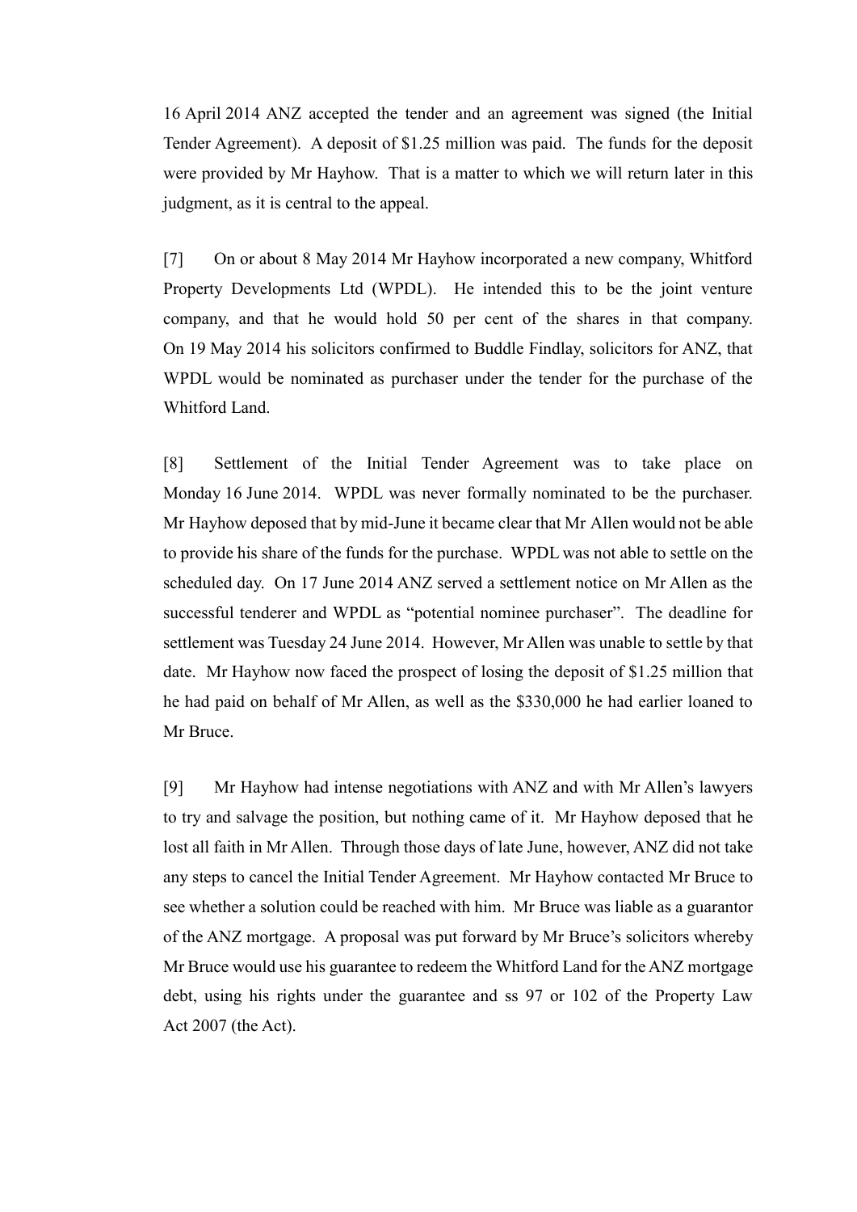16 April 2014 ANZ accepted the tender and an agreement was signed (the Initial Tender Agreement). A deposit of $1.25 million was paid. The funds for the deposit were provided by Mr Hayhow. That is a matter to which we will return later in this judgment, as it is central to the appeal.

[7] On or about 8 May 2014 Mr Hayhow incorporated a new company, Whitford Property Developments Ltd (WPDL). He intended this to be the joint venture company, and that he would hold 50 per cent of the shares in that company. On 19 May 2014 his solicitors confirmed to Buddle Findlay, solicitors for ANZ, that WPDL would be nominated as purchaser under the tender for the purchase of the Whitford Land.

[8] Settlement of the Initial Tender Agreement was to take place on Monday 16 June 2014. WPDL was never formally nominated to be the purchaser. Mr Hayhow deposed that by mid-June it became clear that Mr Allen would not be able to provide his share of the funds for the purchase. WPDL was not able to settle on the scheduled day. On 17 June 2014 ANZ served a settlement notice on Mr Allen as the successful tenderer and WPDL as "potential nominee purchaser". The deadline for settlement was Tuesday 24 June 2014. However, Mr Allen was unable to settle by that date. Mr Hayhow now faced the prospect of losing the deposit of $1.25 million that he had paid on behalf of Mr Allen, as well as the $330,000 he had earlier loaned to Mr Bruce.

[9] Mr Hayhow had intense negotiations with ANZ and with Mr Allen's lawyers to try and salvage the position, but nothing came of it. Mr Hayhow deposed that he lost all faith in Mr Allen. Through those days of late June, however, ANZ did not take any steps to cancel the Initial Tender Agreement. Mr Hayhow contacted Mr Bruce to see whether a solution could be reached with him. Mr Bruce was liable as a guarantor of the ANZ mortgage. A proposal was put forward by Mr Bruce's solicitors whereby Mr Bruce would use his guarantee to redeem the Whitford Land for the ANZ mortgage debt, using his rights under the guarantee and ss 97 or 102 of the Property Law Act 2007 (the Act).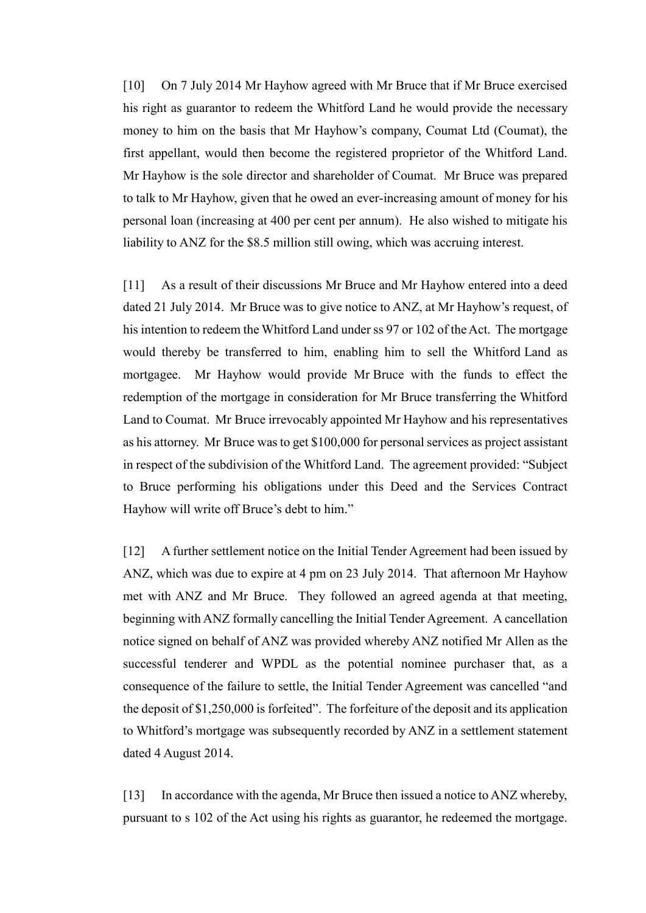[10] On 7 July 2014 Mr Hayhow agreed with Mr Bruce that if Mr Bruce exercised his right as guarantor to redeem the Whitford Land he would provide the necessary money to him on the basis that Mr Hayhow's company, Coumat Ltd (Coumat), the first appellant, would then become the registered proprietor of the Whitford Land. Mr Hayhow is the sole director and shareholder of Coumat. Mr Bruce was prepared to talk to Mr Hayhow, given that he owed an ever-increasing amount of money for his personal loan (increasing at 400 per cent per annum). He also wished to mitigate his liability to ANZ for the $8.5 million still owing, which was accruing interest.

[11] As a result of their discussions Mr Bruce and Mr Hayhow entered into a deed dated 21 July 2014. Mr Bruce was to give notice to ANZ, at Mr Hayhow's request, of his intention to redeem the Whitford Land under ss 97 or 102 of the Act. The mortgage would thereby be transferred to him, enabling him to sell the Whitford Land as mortgagee. Mr Hayhow would provide Mr Bruce with the funds to effect the redemption of the mortgage in consideration for Mr Bruce transferring the Whitford Land to Coumat. Mr Bruce irrevocably appointed Mr Hayhow and his representatives as his attorney. Mr Bruce was to get $100,000 for personal services as project assistant in respect of the subdivision of the Whitford Land. The agreement provided: "Subject to Bruce performing his obligations under this Deed and the Services Contract Hayhow will write off Bruce's debt to him."

[12] A further settlement notice on the Initial Tender Agreement had been issued by ANZ, which was due to expire at 4 pm on 23 July 2014. That afternoon Mr Hayhow met with ANZ and Mr Bruce. They followed an agreed agenda at that meeting, beginning with ANZ formally cancelling the Initial Tender Agreement. A cancellation notice signed on behalf of ANZ was provided whereby ANZ notified Mr Allen as the successful tenderer and WPDL as the potential nominee purchaser that, as a consequence of the failure to settle, the Initial Tender Agreement was cancelled "and the deposit of $1,250,000 is forfeited". The forfeiture of the deposit and its application to Whitford's mortgage was subsequently recorded by ANZ in a settlement statement dated 4 August 2014.

[13] In accordance with the agenda, Mr Bruce then issued a notice to ANZ whereby, pursuant to s 102 of the Act using his rights as guarantor, he redeemed the mortgage.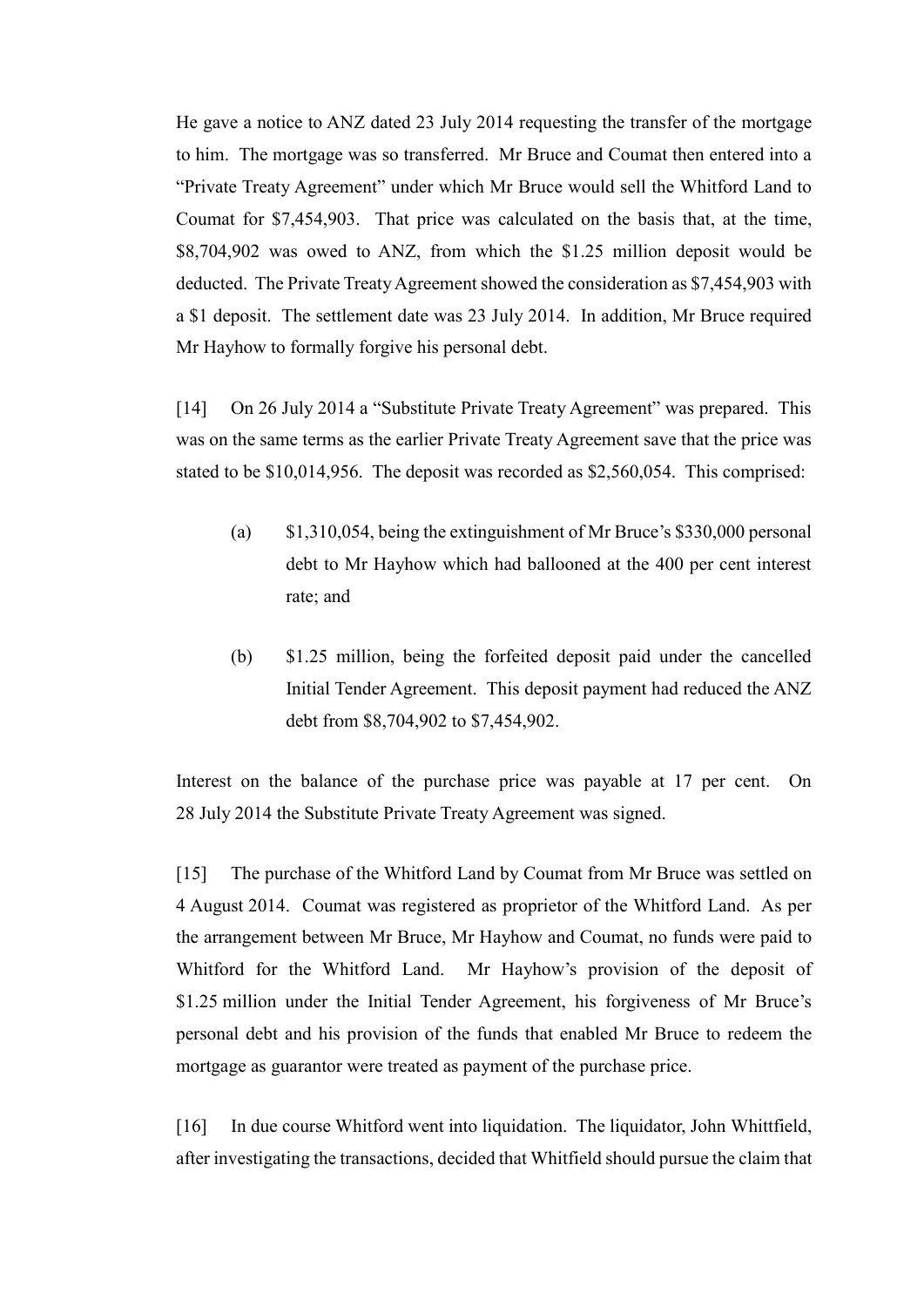He gave a notice to ANZ dated 23 July 2014 requesting the transfer of the mortgage to him. The mortgage was so transferred. Mr Bruce and Coumat then entered into a "Private Treaty Agreement" under which Mr Bruce would sell the Whitford Land to Coumat for $7,454,903. That price was calculated on the basis that, at the time, $8,704,902 was owed to ANZ, from which the $1.25 million deposit would be deducted. The Private Treaty Agreement showed the consideration as $7,454,903 with a $1 deposit. The settlement date was 23 July 2014. In addition, Mr Bruce required Mr Hayhow to formally forgive his personal debt.

[14] On 26 July 2014 a "Substitute Private Treaty Agreement" was prepared. This was on the same terms as the earlier Private Treaty Agreement save that the price was stated to be $10,014,956. The deposit was recorded as $2,560,054. This comprised:

(a) $1,310,054, being the extinguishment of Mr Bruce's $330,000 personal debt to Mr Hayhow which had ballooned at the 400 per cent interest rate; and

(b) $1.25 million, being the forfeited deposit paid under the cancelled Initial Tender Agreement. This deposit payment had reduced the ANZ debt from $8,704,902 to $7,454,902.

Interest on the balance of the purchase price was payable at 17 per cent. On 28 July 2014 the Substitute Private Treaty Agreement was signed.

[15] The purchase of the Whitford Land by Coumat from Mr Bruce was settled on 4 August 2014. Coumat was registered as proprietor of the Whitford Land. As per the arrangement between Mr Bruce, Mr Hayhow and Coumat, no funds were paid to Whitford for the Whitford Land. Mr Hayhow's provision of the deposit of $1.25 million under the Initial Tender Agreement, his forgiveness of Mr Bruce's personal debt and his provision of the funds that enabled Mr Bruce to redeem the mortgage as guarantor were treated as payment of the purchase price.

[16] In due course Whitford went into liquidation. The liquidator, John Whittfield, after investigating the transactions, decided that Whitfield should pursue the claim that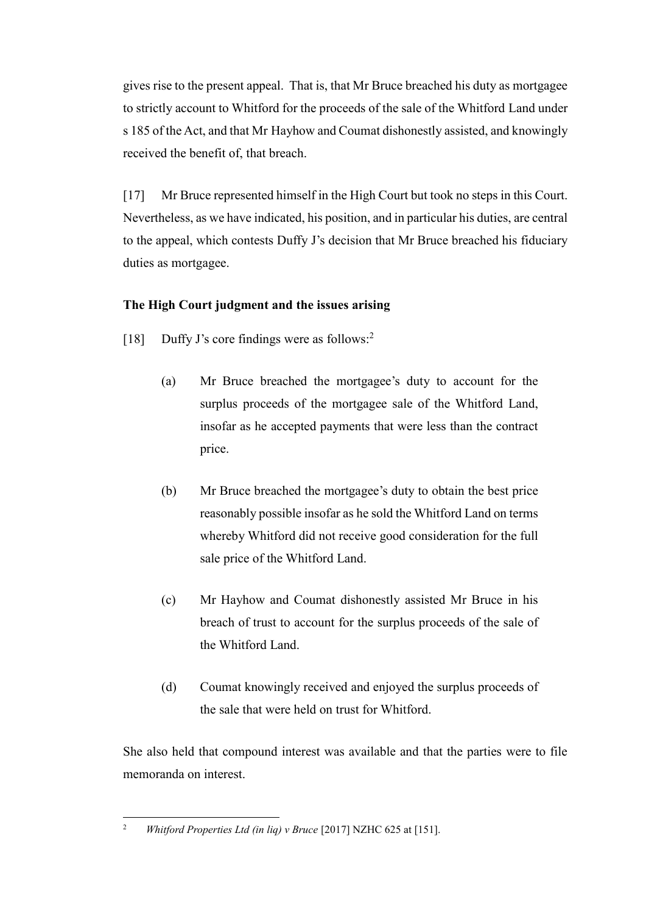gives rise to the present appeal. That is, that Mr Bruce breached his duty as mortgagee to strictly account to Whitford for the proceeds of the sale of the Whitford Land under s 185 of the Act, and that Mr Hayhow and Coumat dishonestly assisted, and knowingly received the benefit of, that breach.

[17] Mr Bruce represented himself in the High Court but took no steps in this Court. Nevertheless, as we have indicated, his position, and in particular his duties, are central to the appeal, which contests Duffy J's decision that Mr Bruce breached his fiduciary duties as mortgagee.

**The High Court judgment and the issues arising**

[18] Duffy J's core findings were as follows:[2]

(a) Mr Bruce breached the mortgagee's duty to account for the surplus proceeds of the mortgagee sale of the Whitford Land, insofar as he accepted payments that were less than the contract price.

(b) Mr Bruce breached the mortgagee's duty to obtain the best price reasonably possible insofar as he sold the Whitford Land on terms whereby Whitford did not receive good consideration for the full sale price of the Whitford Land.

(c) Mr Hayhow and Coumat dishonestly assisted Mr Bruce in his breach of trust to account for the surplus proceeds of the sale of the Whitford Land.

(d) Coumat knowingly received and enjoyed the surplus proceeds of the sale that were held on trust for Whitford.

She also held that compound interest was available and that the parties were to file memoranda on interest.

---

[2] *Whitford Properties Ltd (in liq) v Bruce* [2017] NZHC 625 at [151].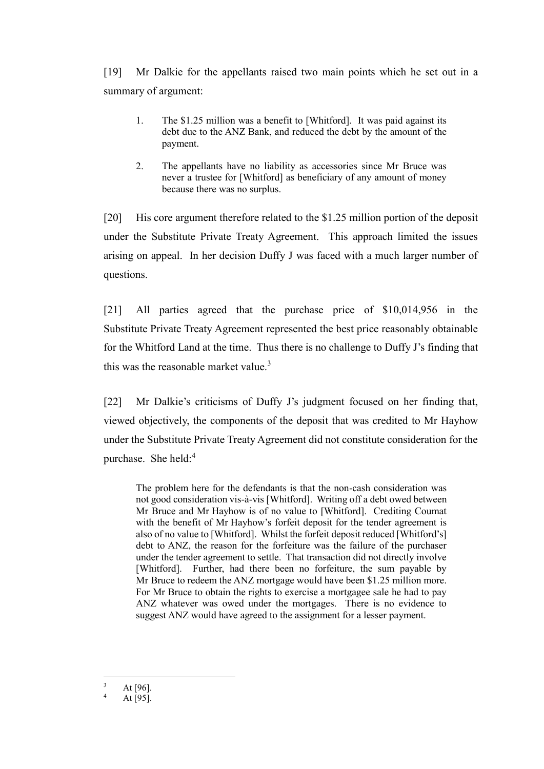[19] Mr Dalkie for the appellants raised two main points which he set out in a summary of argument:

> 1. The $1.25 million was a benefit to [Whitford]. It was paid against its debt due to the ANZ Bank, and reduced the debt by the amount of the payment.
>
> 2. The appellants have no liability as accessories since Mr Bruce was never a trustee for [Whitford] as beneficiary of any amount of money because there was no surplus.

[20] His core argument therefore related to the $1.25 million portion of the deposit under the Substitute Private Treaty Agreement. This approach limited the issues arising on appeal. In her decision Duffy J was faced with a much larger number of questions.

[21] All parties agreed that the purchase price of $10,014,956 in the Substitute Private Treaty Agreement represented the best price reasonably obtainable for the Whitford Land at the time. Thus there is no challenge to Duffy J's finding that this was the reasonable market value.[3]

[22] Mr Dalkie's criticisms of Duffy J's judgment focused on her finding that, viewed objectively, the components of the deposit that was credited to Mr Hayhow under the Substitute Private Treaty Agreement did not constitute consideration for the purchase. She held:[4]

> The problem here for the defendants is that the non-cash consideration was not good consideration vis-à-vis [Whitford]. Writing off a debt owed between Mr Bruce and Mr Hayhow is of no value to [Whitford]. Crediting Coumat with the benefit of Mr Hayhow's forfeit deposit for the tender agreement is also of no value to [Whitford]. Whilst the forfeit deposit reduced [Whitford's] debt to ANZ, the reason for the forfeiture was the failure of the purchaser under the tender agreement to settle. That transaction did not directly involve [Whitford]. Further, had there been no forfeiture, the sum payable by Mr Bruce to redeem the ANZ mortgage would have been $1.25 million more. For Mr Bruce to obtain the rights to exercise a mortgagee sale he had to pay ANZ whatever was owed under the mortgages. There is no evidence to suggest ANZ would have agreed to the assignment for a lesser payment.

---

[3] At [96].

[4] At [95].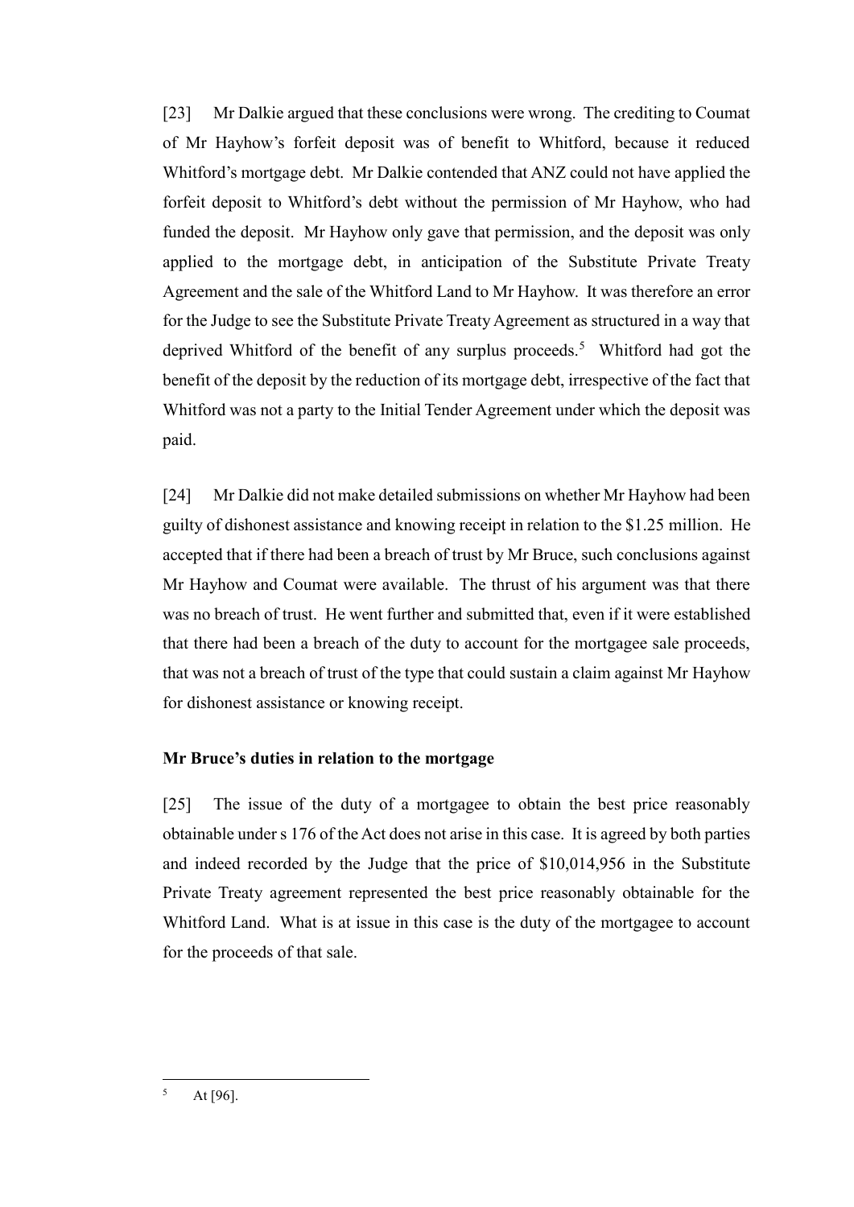[23] Mr Dalkie argued that these conclusions were wrong. The crediting to Coumat of Mr Hayhow's forfeit deposit was of benefit to Whitford, because it reduced Whitford's mortgage debt. Mr Dalkie contended that ANZ could not have applied the forfeit deposit to Whitford's debt without the permission of Mr Hayhow, who had funded the deposit. Mr Hayhow only gave that permission, and the deposit was only applied to the mortgage debt, in anticipation of the Substitute Private Treaty Agreement and the sale of the Whitford Land to Mr Hayhow. It was therefore an error for the Judge to see the Substitute Private Treaty Agreement as structured in a way that deprived Whitford of the benefit of any surplus proceeds.[5] Whitford had got the benefit of the deposit by the reduction of its mortgage debt, irrespective of the fact that Whitford was not a party to the Initial Tender Agreement under which the deposit was paid.

[24] Mr Dalkie did not make detailed submissions on whether Mr Hayhow had been guilty of dishonest assistance and knowing receipt in relation to the \$1.25 million. He accepted that if there had been a breach of trust by Mr Bruce, such conclusions against Mr Hayhow and Coumat were available. The thrust of his argument was that there was no breach of trust. He went further and submitted that, even if it were established that there had been a breach of the duty to account for the mortgagee sale proceeds, that was not a breach of trust of the type that could sustain a claim against Mr Hayhow for dishonest assistance or knowing receipt.

### Mr Bruce's duties in relation to the mortgage

[25] The issue of the duty of a mortgagee to obtain the best price reasonably obtainable under s 176 of the Act does not arise in this case. It is agreed by both parties and indeed recorded by the Judge that the price of \$10,014,956 in the Substitute Private Treaty agreement represented the best price reasonably obtainable for the Whitford Land. What is at issue in this case is the duty of the mortgagee to account for the proceeds of that sale.

---

[5] At [96].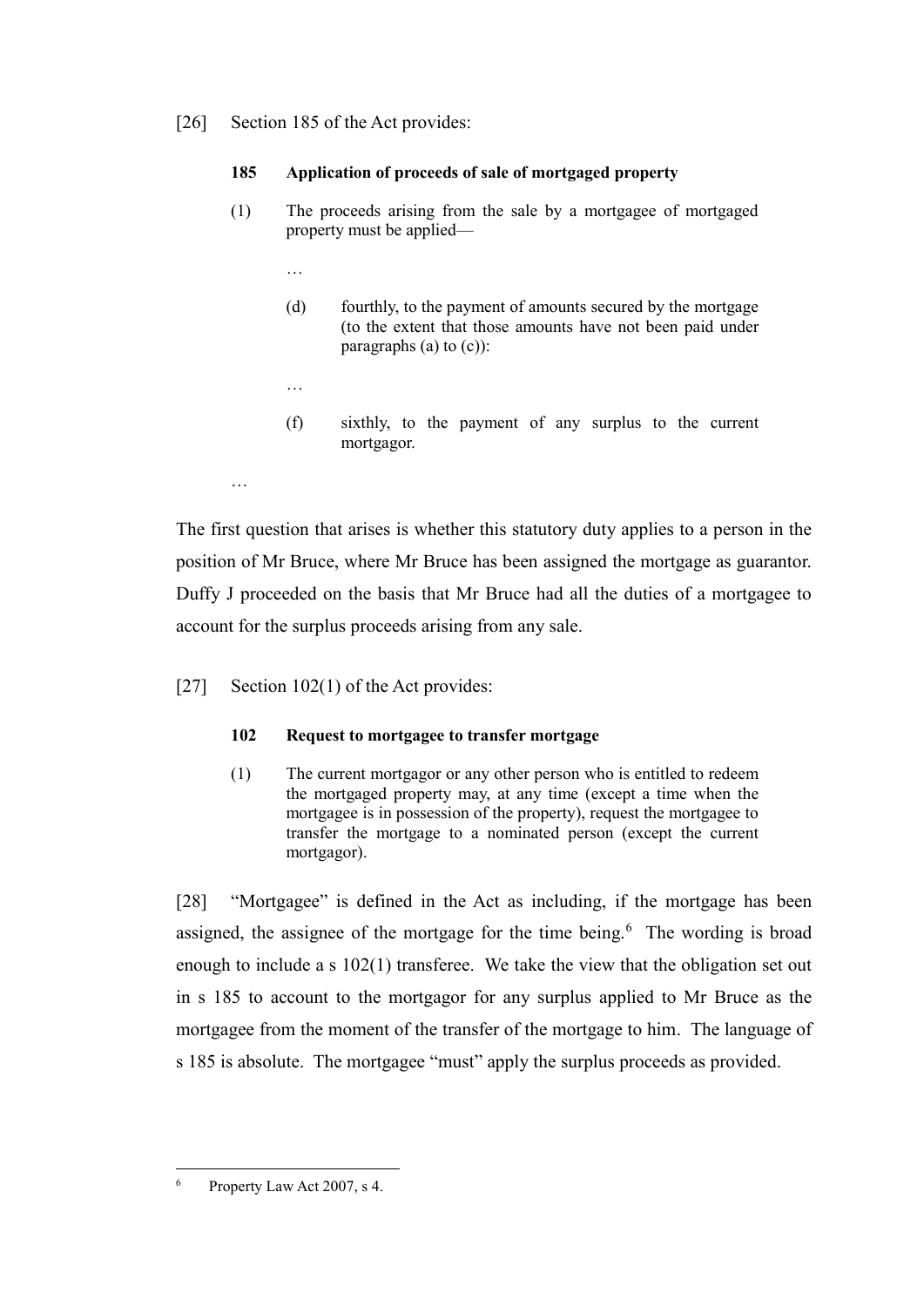[26] Section 185 of the Act provides:

> **185 Application of proceeds of sale of mortgaged property**
>
> (1) The proceeds arising from the sale by a mortgagee of mortgaged property must be applied—
>
> …
>
> (d) fourthly, to the payment of amounts secured by the mortgage (to the extent that those amounts have not been paid under paragraphs (a) to (c)):
>
> …
>
> (f) sixthly, to the payment of any surplus to the current mortgagor.
>
> …

The first question that arises is whether this statutory duty applies to a person in the position of Mr Bruce, where Mr Bruce has been assigned the mortgage as guarantor. Duffy J proceeded on the basis that Mr Bruce had all the duties of a mortgagee to account for the surplus proceeds arising from any sale.

[27] Section 102(1) of the Act provides:

> **102 Request to mortgagee to transfer mortgage**
>
> (1) The current mortgagor or any other person who is entitled to redeem the mortgaged property may, at any time (except a time when the mortgagee is in possession of the property), request the mortgagee to transfer the mortgage to a nominated person (except the current mortgagor).

[28] "Mortgagee" is defined in the Act as including, if the mortgage has been assigned, the assignee of the mortgage for the time being.[6] The wording is broad enough to include a s 102(1) transferee. We take the view that the obligation set out in s 185 to account to the mortgagor for any surplus applied to Mr Bruce as the mortgagee from the moment of the transfer of the mortgage to him. The language of s 185 is absolute. The mortgagee "must" apply the surplus proceeds as provided.

---

[6] Property Law Act 2007, s 4.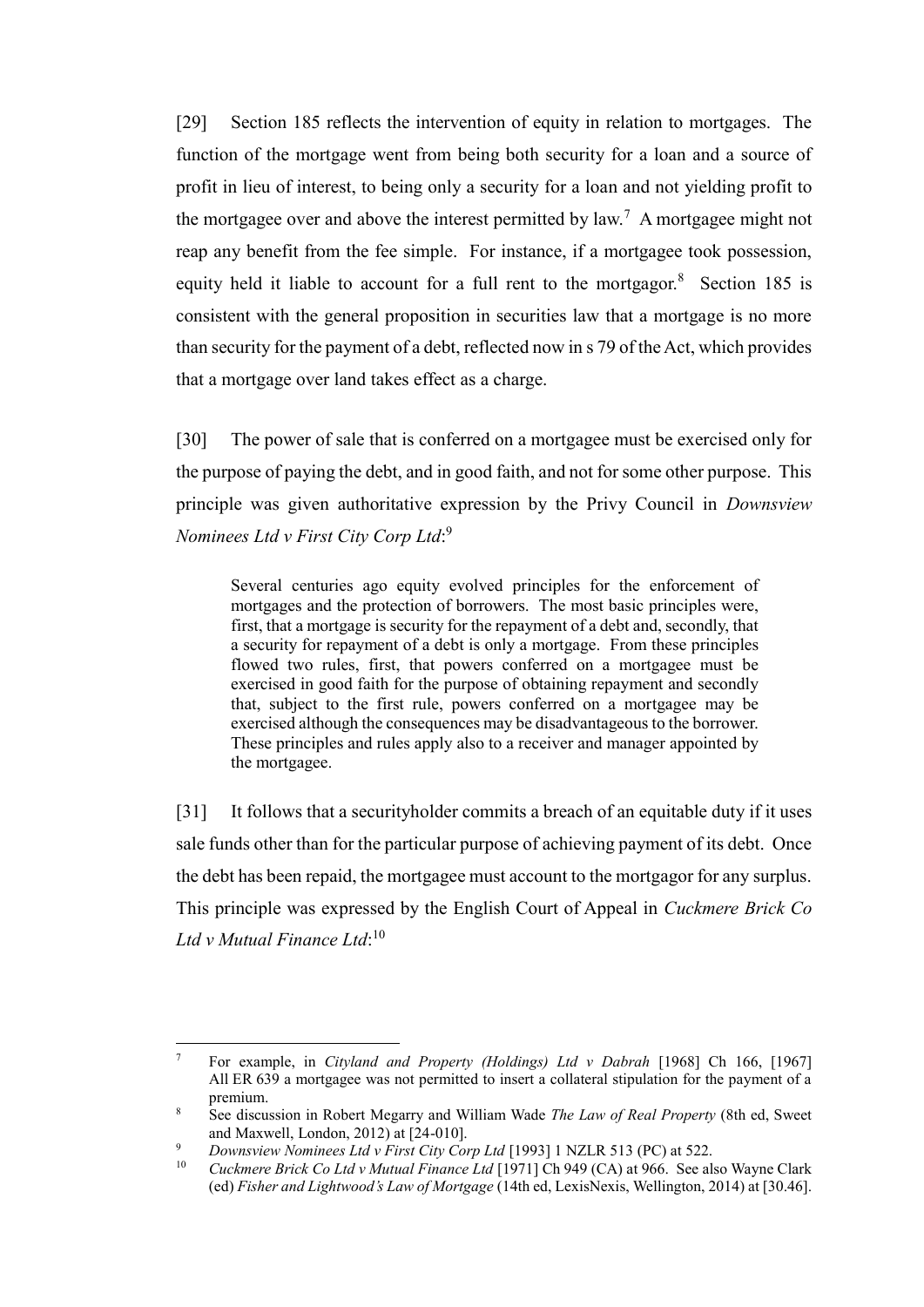[29] Section 185 reflects the intervention of equity in relation to mortgages. The function of the mortgage went from being both security for a loan and a source of profit in lieu of interest, to being only a security for a loan and not yielding profit to the mortgagee over and above the interest permitted by law.[7] A mortgagee might not reap any benefit from the fee simple. For instance, if a mortgagee took possession, equity held it liable to account for a full rent to the mortgagor.[8] Section 185 is consistent with the general proposition in securities law that a mortgage is no more than security for the payment of a debt, reflected now in s 79 of the Act, which provides that a mortgage over land takes effect as a charge.

[30] The power of sale that is conferred on a mortgagee must be exercised only for the purpose of paying the debt, and in good faith, and not for some other purpose. This principle was given authoritative expression by the Privy Council in *Downsview Nominees Ltd v First City Corp Ltd*:[9]

> Several centuries ago equity evolved principles for the enforcement of mortgages and the protection of borrowers. The most basic principles were, first, that a mortgage is security for the repayment of a debt and, secondly, that a security for repayment of a debt is only a mortgage. From these principles flowed two rules, first, that powers conferred on a mortgagee must be exercised in good faith for the purpose of obtaining repayment and secondly that, subject to the first rule, powers conferred on a mortgagee may be exercised although the consequences may be disadvantageous to the borrower. These principles and rules apply also to a receiver and manager appointed by the mortgagee.

[31] It follows that a securityholder commits a breach of an equitable duty if it uses sale funds other than for the particular purpose of achieving payment of its debt. Once the debt has been repaid, the mortgagee must account to the mortgagor for any surplus. This principle was expressed by the English Court of Appeal in *Cuckmere Brick Co Ltd v Mutual Finance Ltd*:[10]

---

[7] For example, in *Cityland and Property (Holdings) Ltd v Dabrah* [1968] Ch 166, [1967] All ER 639 a mortgagee was not permitted to insert a collateral stipulation for the payment of a premium.

[8] See discussion in Robert Megarry and William Wade *The Law of Real Property* (8th ed, Sweet and Maxwell, London, 2012) at [24-010].

[9] *Downsview Nominees Ltd v First City Corp Ltd* [1993] 1 NZLR 513 (PC) at 522.

[10] *Cuckmere Brick Co Ltd v Mutual Finance Ltd* [1971] Ch 949 (CA) at 966. See also Wayne Clark (ed) *Fisher and Lightwood's Law of Mortgage* (14th ed, LexisNexis, Wellington, 2014) at [30.46].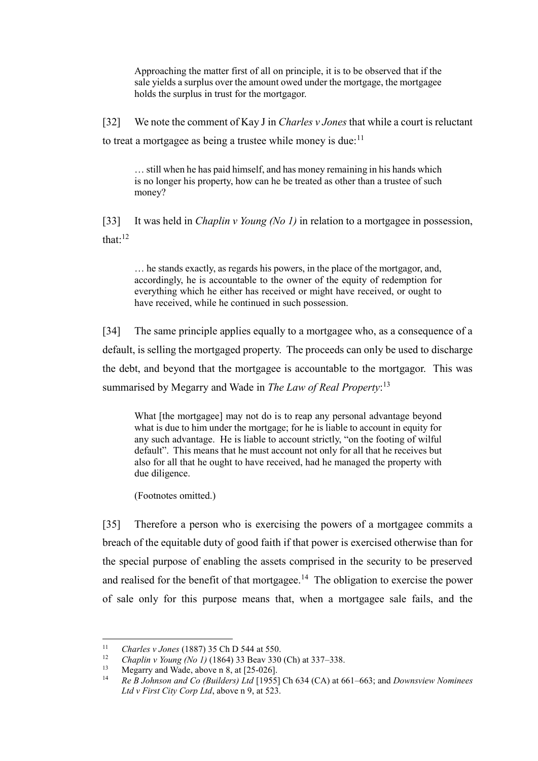> Approaching the matter first of all on principle, it is to be observed that if the sale yields a surplus over the amount owed under the mortgage, the mortgagee holds the surplus in trust for the mortgagor.

[32] We note the comment of Kay J in *Charles v Jones* that while a court is reluctant to treat a mortgagee as being a trustee while money is due:[11]

> … still when he has paid himself, and has money remaining in his hands which is no longer his property, how can he be treated as other than a trustee of such money?

[33] It was held in *Chaplin v Young (No 1)* in relation to a mortgagee in possession, that:[12]

> … he stands exactly, as regards his powers, in the place of the mortgagor, and, accordingly, he is accountable to the owner of the equity of redemption for everything which he either has received or might have received, or ought to have received, while he continued in such possession.

[34] The same principle applies equally to a mortgagee who, as a consequence of a default, is selling the mortgaged property. The proceeds can only be used to discharge the debt, and beyond that the mortgagee is accountable to the mortgagor. This was summarised by Megarry and Wade in *The Law of Real Property*:[13]

> What [the mortgagee] may not do is to reap any personal advantage beyond what is due to him under the mortgage; for he is liable to account in equity for any such advantage. He is liable to account strictly, "on the footing of wilful default". This means that he must account not only for all that he receives but also for all that he ought to have received, had he managed the property with due diligence.
>
> (Footnotes omitted.)

[35] Therefore a person who is exercising the powers of a mortgagee commits a breach of the equitable duty of good faith if that power is exercised otherwise than for the special purpose of enabling the assets comprised in the security to be preserved and realised for the benefit of that mortgagee.[14] The obligation to exercise the power of sale only for this purpose means that, when a mortgagee sale fails, and the

---

[11] *Charles v Jones* (1887) 35 Ch D 544 at 550.

[12] *Chaplin v Young (No 1)* (1864) 33 Beav 330 (Ch) at 337–338.

[13] Megarry and Wade, above n 8, at [25-026].

[14] *Re B Johnson and Co (Builders) Ltd* [1955] Ch 634 (CA) at 661–663; and *Downsview Nominees Ltd v First City Corp Ltd*, above n 9, at 523.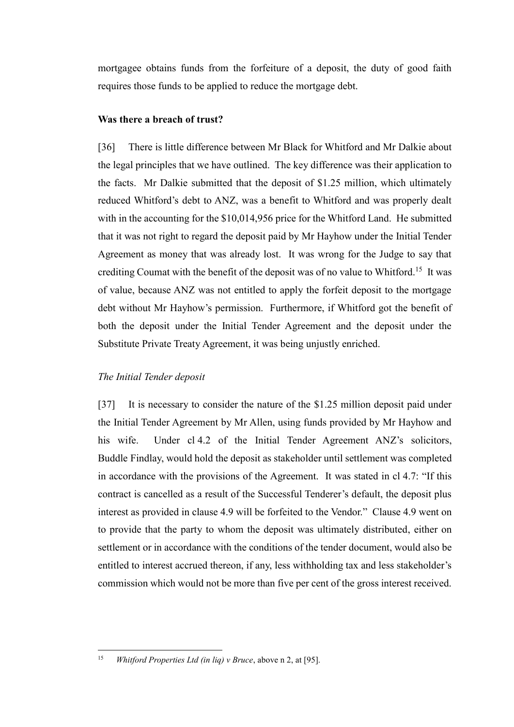mortgagee obtains funds from the forfeiture of a deposit, the duty of good faith requires those funds to be applied to reduce the mortgage debt.

**Was there a breach of trust?**

[36] There is little difference between Mr Black for Whitford and Mr Dalkie about the legal principles that we have outlined. The key difference was their application to the facts. Mr Dalkie submitted that the deposit of $1.25 million, which ultimately reduced Whitford's debt to ANZ, was a benefit to Whitford and was properly dealt with in the accounting for the $10,014,956 price for the Whitford Land. He submitted that it was not right to regard the deposit paid by Mr Hayhow under the Initial Tender Agreement as money that was already lost. It was wrong for the Judge to say that crediting Coumat with the benefit of the deposit was of no value to Whitford.[15] It was of value, because ANZ was not entitled to apply the forfeit deposit to the mortgage debt without Mr Hayhow's permission. Furthermore, if Whitford got the benefit of both the deposit under the Initial Tender Agreement and the deposit under the Substitute Private Treaty Agreement, it was being unjustly enriched.

*The Initial Tender deposit*

[37] It is necessary to consider the nature of the $1.25 million deposit paid under the Initial Tender Agreement by Mr Allen, using funds provided by Mr Hayhow and his wife. Under cl 4.2 of the Initial Tender Agreement ANZ's solicitors, Buddle Findlay, would hold the deposit as stakeholder until settlement was completed in accordance with the provisions of the Agreement. It was stated in cl 4.7: "If this contract is cancelled as a result of the Successful Tenderer's default, the deposit plus interest as provided in clause 4.9 will be forfeited to the Vendor." Clause 4.9 went on to provide that the party to whom the deposit was ultimately distributed, either on settlement or in accordance with the conditions of the tender document, would also be entitled to interest accrued thereon, if any, less withholding tax and less stakeholder's commission which would not be more than five per cent of the gross interest received.

---

[15] *Whitford Properties Ltd (in liq) v Bruce*, above n 2, at [95].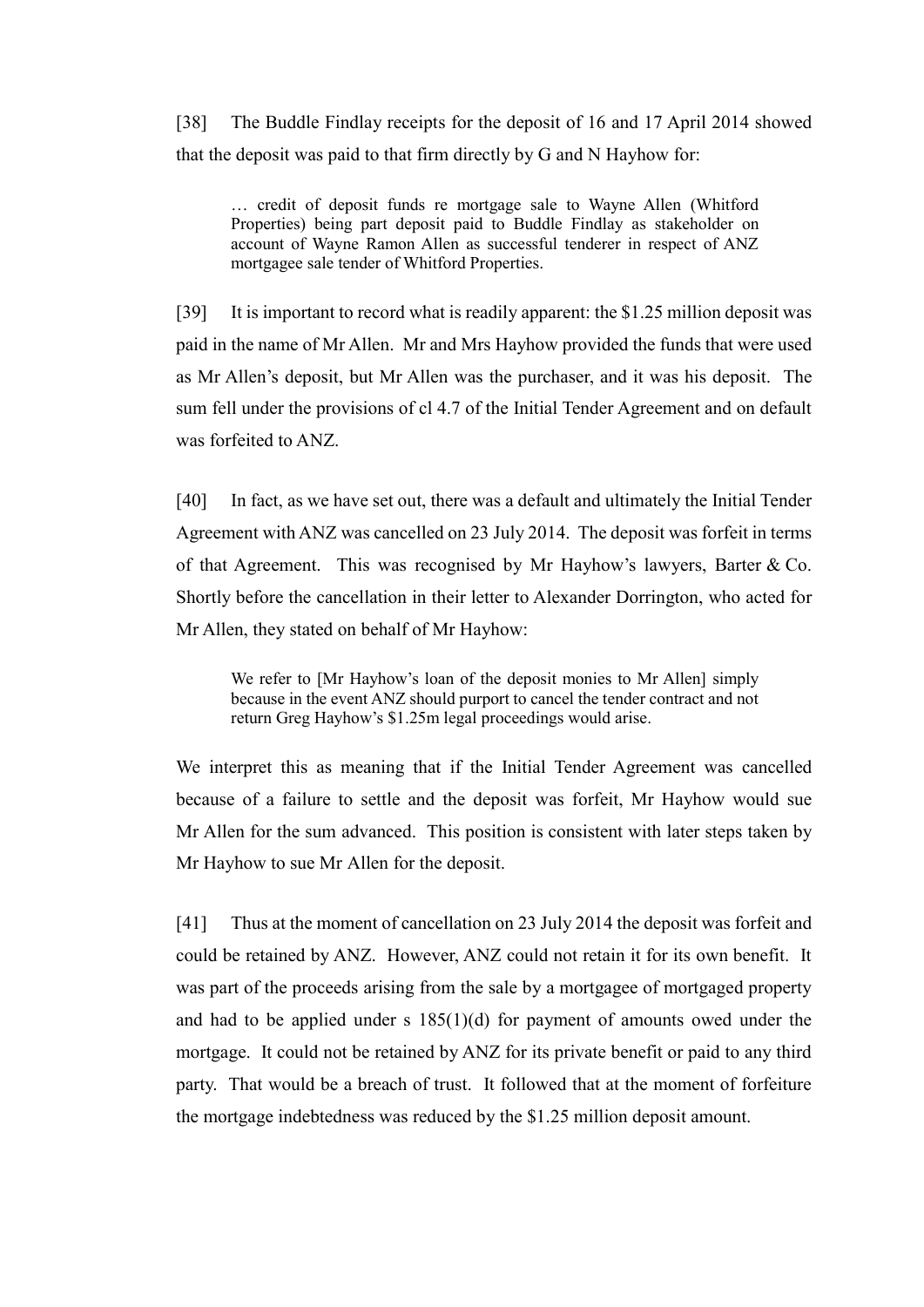[38] The Buddle Findlay receipts for the deposit of 16 and 17 April 2014 showed that the deposit was paid to that firm directly by G and N Hayhow for:

> … credit of deposit funds re mortgage sale to Wayne Allen (Whitford Properties) being part deposit paid to Buddle Findlay as stakeholder on account of Wayne Ramon Allen as successful tenderer in respect of ANZ mortgagee sale tender of Whitford Properties.

[39] It is important to record what is readily apparent: the $1.25 million deposit was paid in the name of Mr Allen. Mr and Mrs Hayhow provided the funds that were used as Mr Allen's deposit, but Mr Allen was the purchaser, and it was his deposit. The sum fell under the provisions of cl 4.7 of the Initial Tender Agreement and on default was forfeited to ANZ.

[40] In fact, as we have set out, there was a default and ultimately the Initial Tender Agreement with ANZ was cancelled on 23 July 2014. The deposit was forfeit in terms of that Agreement. This was recognised by Mr Hayhow's lawyers, Barter & Co. Shortly before the cancellation in their letter to Alexander Dorrington, who acted for Mr Allen, they stated on behalf of Mr Hayhow:

> We refer to [Mr Hayhow's loan of the deposit monies to Mr Allen] simply because in the event ANZ should purport to cancel the tender contract and not return Greg Hayhow's $1.25m legal proceedings would arise.

We interpret this as meaning that if the Initial Tender Agreement was cancelled because of a failure to settle and the deposit was forfeit, Mr Hayhow would sue Mr Allen for the sum advanced. This position is consistent with later steps taken by Mr Hayhow to sue Mr Allen for the deposit.

[41] Thus at the moment of cancellation on 23 July 2014 the deposit was forfeit and could be retained by ANZ. However, ANZ could not retain it for its own benefit. It was part of the proceeds arising from the sale by a mortgagee of mortgaged property and had to be applied under s 185(1)(d) for payment of amounts owed under the mortgage. It could not be retained by ANZ for its private benefit or paid to any third party. That would be a breach of trust. It followed that at the moment of forfeiture the mortgage indebtedness was reduced by the $1.25 million deposit amount.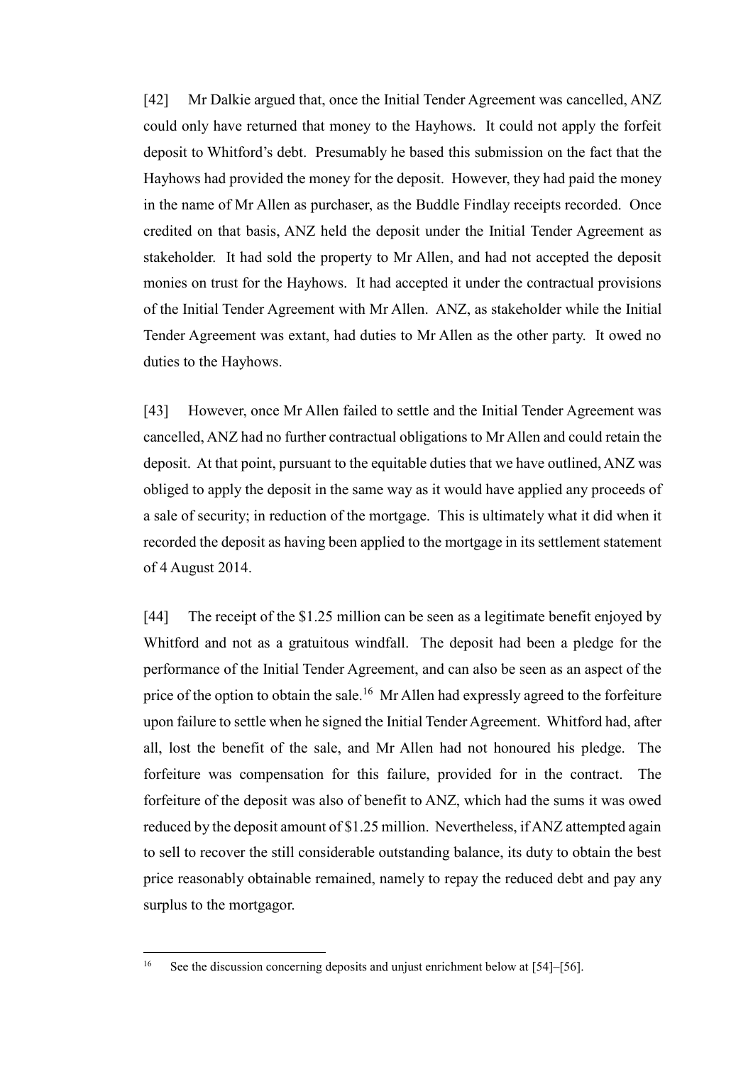[42] Mr Dalkie argued that, once the Initial Tender Agreement was cancelled, ANZ could only have returned that money to the Hayhows. It could not apply the forfeit deposit to Whitford's debt. Presumably he based this submission on the fact that the Hayhows had provided the money for the deposit. However, they had paid the money in the name of Mr Allen as purchaser, as the Buddle Findlay receipts recorded. Once credited on that basis, ANZ held the deposit under the Initial Tender Agreement as stakeholder. It had sold the property to Mr Allen, and had not accepted the deposit monies on trust for the Hayhows. It had accepted it under the contractual provisions of the Initial Tender Agreement with Mr Allen. ANZ, as stakeholder while the Initial Tender Agreement was extant, had duties to Mr Allen as the other party. It owed no duties to the Hayhows.

[43] However, once Mr Allen failed to settle and the Initial Tender Agreement was cancelled, ANZ had no further contractual obligations to Mr Allen and could retain the deposit. At that point, pursuant to the equitable duties that we have outlined, ANZ was obliged to apply the deposit in the same way as it would have applied any proceeds of a sale of security; in reduction of the mortgage. This is ultimately what it did when it recorded the deposit as having been applied to the mortgage in its settlement statement of 4 August 2014.

[44] The receipt of the $1.25 million can be seen as a legitimate benefit enjoyed by Whitford and not as a gratuitous windfall. The deposit had been a pledge for the performance of the Initial Tender Agreement, and can also be seen as an aspect of the price of the option to obtain the sale.[16] Mr Allen had expressly agreed to the forfeiture upon failure to settle when he signed the Initial Tender Agreement. Whitford had, after all, lost the benefit of the sale, and Mr Allen had not honoured his pledge. The forfeiture was compensation for this failure, provided for in the contract. The forfeiture of the deposit was also of benefit to ANZ, which had the sums it was owed reduced by the deposit amount of $1.25 million. Nevertheless, if ANZ attempted again to sell to recover the still considerable outstanding balance, its duty to obtain the best price reasonably obtainable remained, namely to repay the reduced debt and pay any surplus to the mortgagor.

[16] See the discussion concerning deposits and unjust enrichment below at [54]–[56].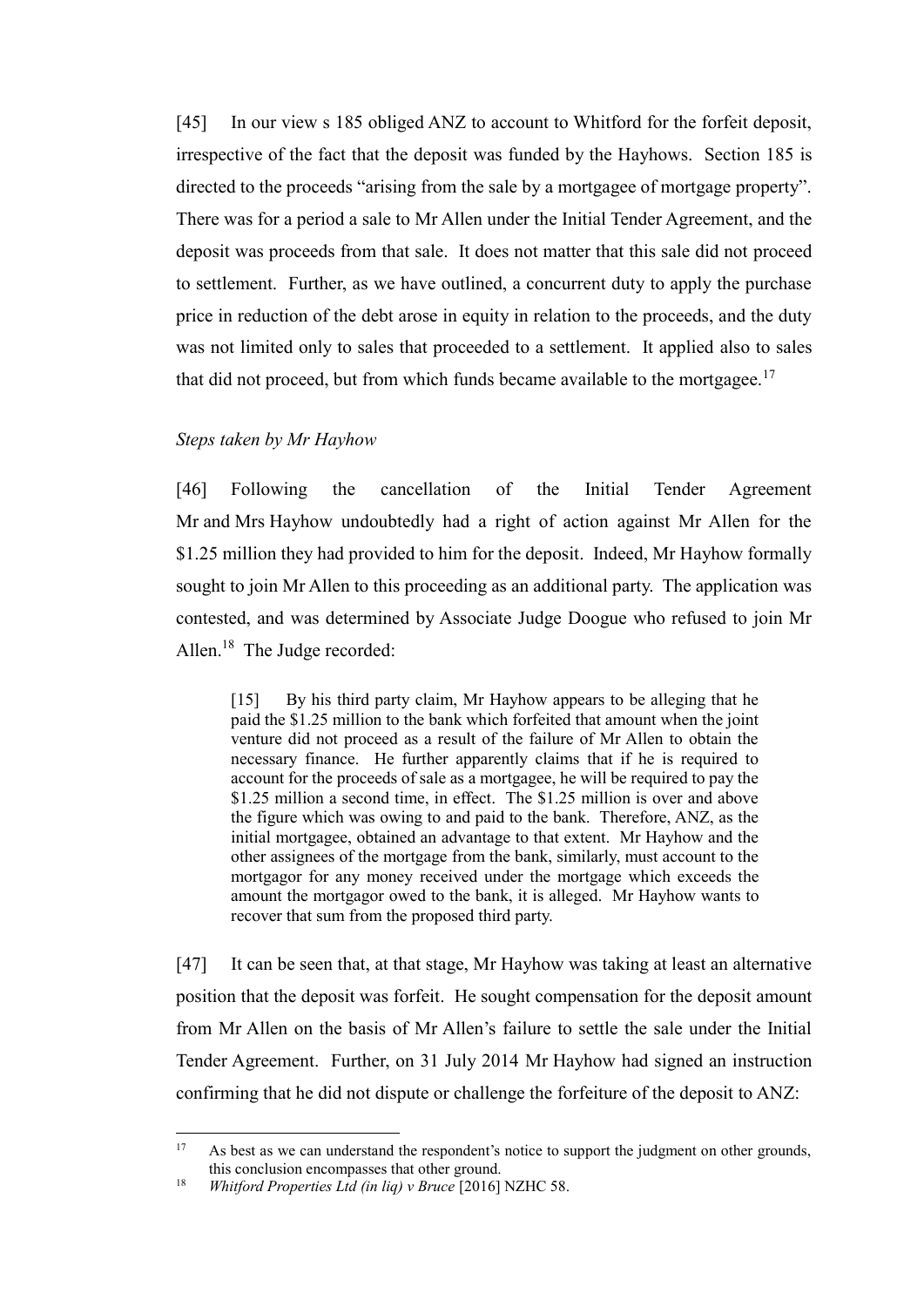[45] In our view s 185 obliged ANZ to account to Whitford for the forfeit deposit, irrespective of the fact that the deposit was funded by the Hayhows. Section 185 is directed to the proceeds "arising from the sale by a mortgagee of mortgage property". There was for a period a sale to Mr Allen under the Initial Tender Agreement, and the deposit was proceeds from that sale. It does not matter that this sale did not proceed to settlement. Further, as we have outlined, a concurrent duty to apply the purchase price in reduction of the debt arose in equity in relation to the proceeds, and the duty was not limited only to sales that proceeded to a settlement. It applied also to sales that did not proceed, but from which funds became available to the mortgagee.[17]

*Steps taken by Mr Hayhow*

[46] Following the cancellation of the Initial Tender Agreement Mr and Mrs Hayhow undoubtedly had a right of action against Mr Allen for the $1.25 million they had provided to him for the deposit. Indeed, Mr Hayhow formally sought to join Mr Allen to this proceeding as an additional party. The application was contested, and was determined by Associate Judge Doogue who refused to join Mr Allen.[18] The Judge recorded:

> [15] By his third party claim, Mr Hayhow appears to be alleging that he paid the $1.25 million to the bank which forfeited that amount when the joint venture did not proceed as a result of the failure of Mr Allen to obtain the necessary finance. He further apparently claims that if he is required to account for the proceeds of sale as a mortgagee, he will be required to pay the $1.25 million a second time, in effect. The $1.25 million is over and above the figure which was owing to and paid to the bank. Therefore, ANZ, as the initial mortgagee, obtained an advantage to that extent. Mr Hayhow and the other assignees of the mortgage from the bank, similarly, must account to the mortgagor for any money received under the mortgage which exceeds the amount the mortgagor owed to the bank, it is alleged. Mr Hayhow wants to recover that sum from the proposed third party.

[47] It can be seen that, at that stage, Mr Hayhow was taking at least an alternative position that the deposit was forfeit. He sought compensation for the deposit amount from Mr Allen on the basis of Mr Allen's failure to settle the sale under the Initial Tender Agreement. Further, on 31 July 2014 Mr Hayhow had signed an instruction confirming that he did not dispute or challenge the forfeiture of the deposit to ANZ:

---

[17] As best as we can understand the respondent's notice to support the judgment on other grounds, this conclusion encompasses that other ground.

[18] *Whitford Properties Ltd (in liq) v Bruce* [2016] NZHC 58.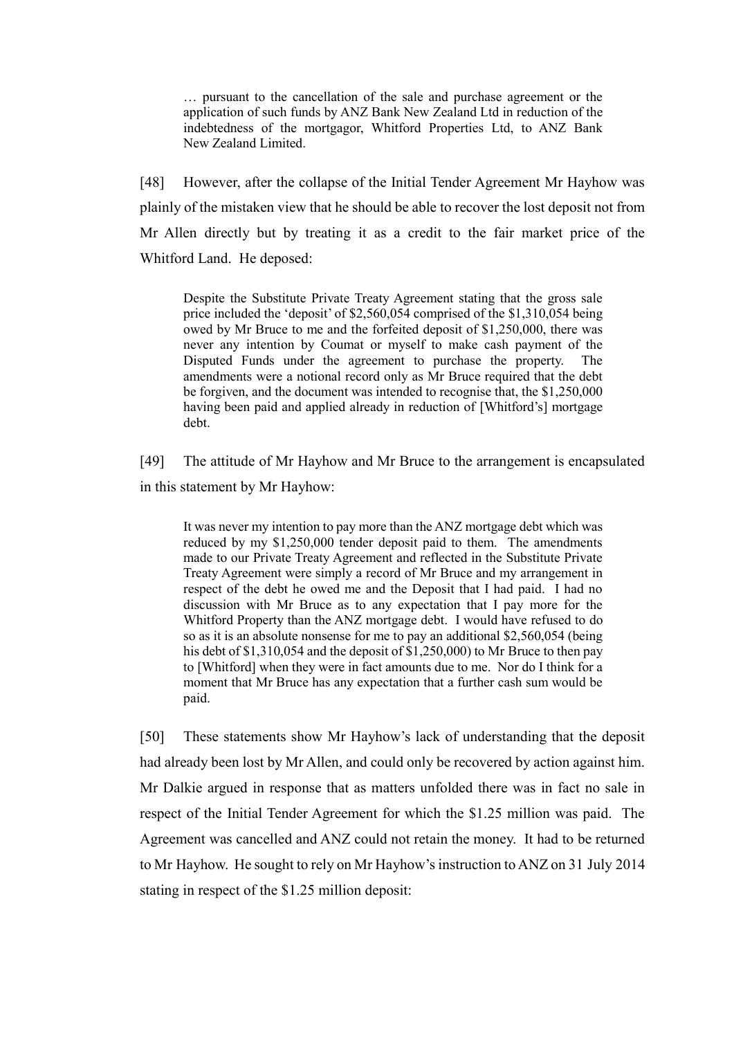> … pursuant to the cancellation of the sale and purchase agreement or the application of such funds by ANZ Bank New Zealand Ltd in reduction of the indebtedness of the mortgagor, Whitford Properties Ltd, to ANZ Bank New Zealand Limited.

[48] However, after the collapse of the Initial Tender Agreement Mr Hayhow was plainly of the mistaken view that he should be able to recover the lost deposit not from Mr Allen directly but by treating it as a credit to the fair market price of the Whitford Land. He deposed:

> Despite the Substitute Private Treaty Agreement stating that the gross sale price included the 'deposit' of $2,560,054 comprised of the $1,310,054 being owed by Mr Bruce to me and the forfeited deposit of $1,250,000, there was never any intention by Coumat or myself to make cash payment of the Disputed Funds under the agreement to purchase the property. The amendments were a notional record only as Mr Bruce required that the debt be forgiven, and the document was intended to recognise that, the $1,250,000 having been paid and applied already in reduction of [Whitford's] mortgage debt.

[49] The attitude of Mr Hayhow and Mr Bruce to the arrangement is encapsulated in this statement by Mr Hayhow:

> It was never my intention to pay more than the ANZ mortgage debt which was reduced by my $1,250,000 tender deposit paid to them. The amendments made to our Private Treaty Agreement and reflected in the Substitute Private Treaty Agreement were simply a record of Mr Bruce and my arrangement in respect of the debt he owed me and the Deposit that I had paid. I had no discussion with Mr Bruce as to any expectation that I pay more for the Whitford Property than the ANZ mortgage debt. I would have refused to do so as it is an absolute nonsense for me to pay an additional $2,560,054 (being his debt of $1,310,054 and the deposit of $1,250,000) to Mr Bruce to then pay to [Whitford] when they were in fact amounts due to me. Nor do I think for a moment that Mr Bruce has any expectation that a further cash sum would be paid.

[50] These statements show Mr Hayhow's lack of understanding that the deposit had already been lost by Mr Allen, and could only be recovered by action against him. Mr Dalkie argued in response that as matters unfolded there was in fact no sale in respect of the Initial Tender Agreement for which the $1.25 million was paid. The Agreement was cancelled and ANZ could not retain the money. It had to be returned to Mr Hayhow. He sought to rely on Mr Hayhow's instruction to ANZ on 31 July 2014 stating in respect of the $1.25 million deposit: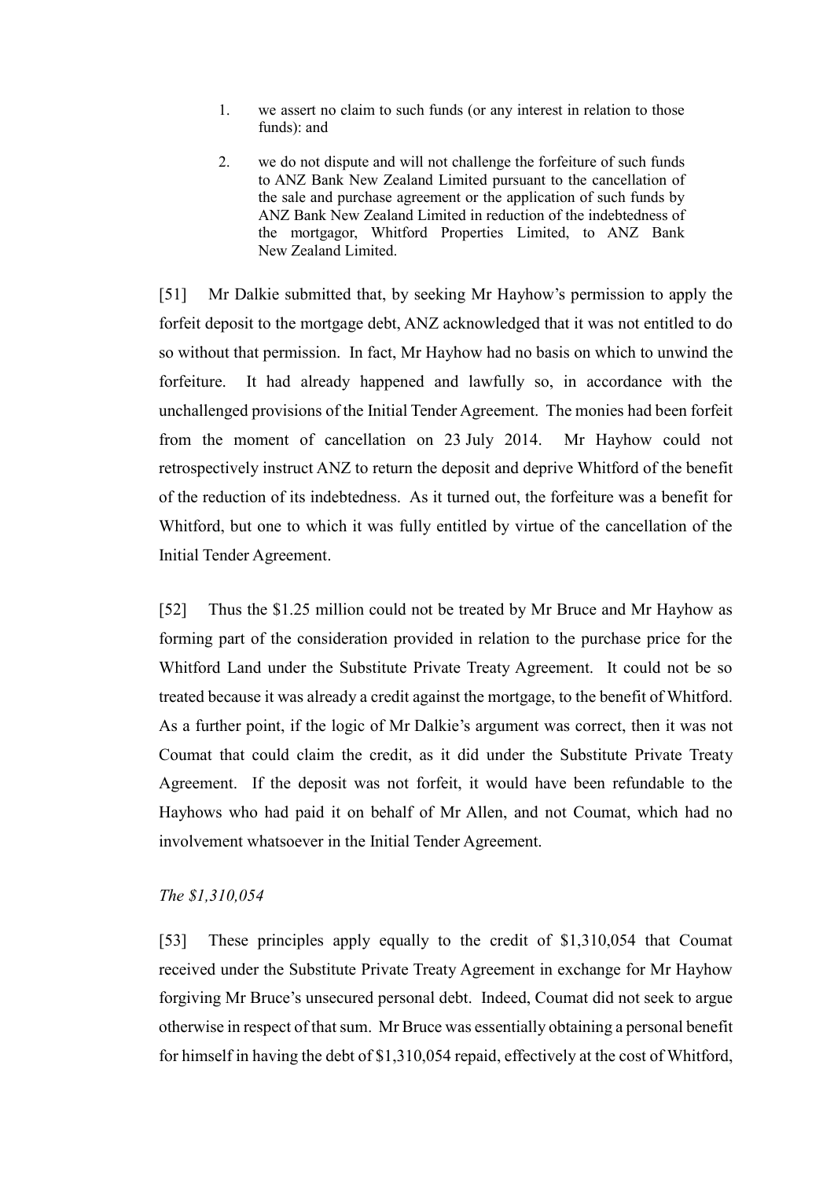1. we assert no claim to such funds (or any interest in relation to those funds): and

2. we do not dispute and will not challenge the forfeiture of such funds to ANZ Bank New Zealand Limited pursuant to the cancellation of the sale and purchase agreement or the application of such funds by ANZ Bank New Zealand Limited in reduction of the indebtedness of the mortgagor, Whitford Properties Limited, to ANZ Bank New Zealand Limited.

[51] Mr Dalkie submitted that, by seeking Mr Hayhow's permission to apply the forfeit deposit to the mortgage debt, ANZ acknowledged that it was not entitled to do so without that permission. In fact, Mr Hayhow had no basis on which to unwind the forfeiture. It had already happened and lawfully so, in accordance with the unchallenged provisions of the Initial Tender Agreement. The monies had been forfeit from the moment of cancellation on 23 July 2014. Mr Hayhow could not retrospectively instruct ANZ to return the deposit and deprive Whitford of the benefit of the reduction of its indebtedness. As it turned out, the forfeiture was a benefit for Whitford, but one to which it was fully entitled by virtue of the cancellation of the Initial Tender Agreement.

[52] Thus the $1.25 million could not be treated by Mr Bruce and Mr Hayhow as forming part of the consideration provided in relation to the purchase price for the Whitford Land under the Substitute Private Treaty Agreement. It could not be so treated because it was already a credit against the mortgage, to the benefit of Whitford. As a further point, if the logic of Mr Dalkie's argument was correct, then it was not Coumat that could claim the credit, as it did under the Substitute Private Treaty Agreement. If the deposit was not forfeit, it would have been refundable to the Hayhows who had paid it on behalf of Mr Allen, and not Coumat, which had no involvement whatsoever in the Initial Tender Agreement.

*The $1,310,054*

[53] These principles apply equally to the credit of $1,310,054 that Coumat received under the Substitute Private Treaty Agreement in exchange for Mr Hayhow forgiving Mr Bruce's unsecured personal debt. Indeed, Coumat did not seek to argue otherwise in respect of that sum. Mr Bruce was essentially obtaining a personal benefit for himself in having the debt of $1,310,054 repaid, effectively at the cost of Whitford,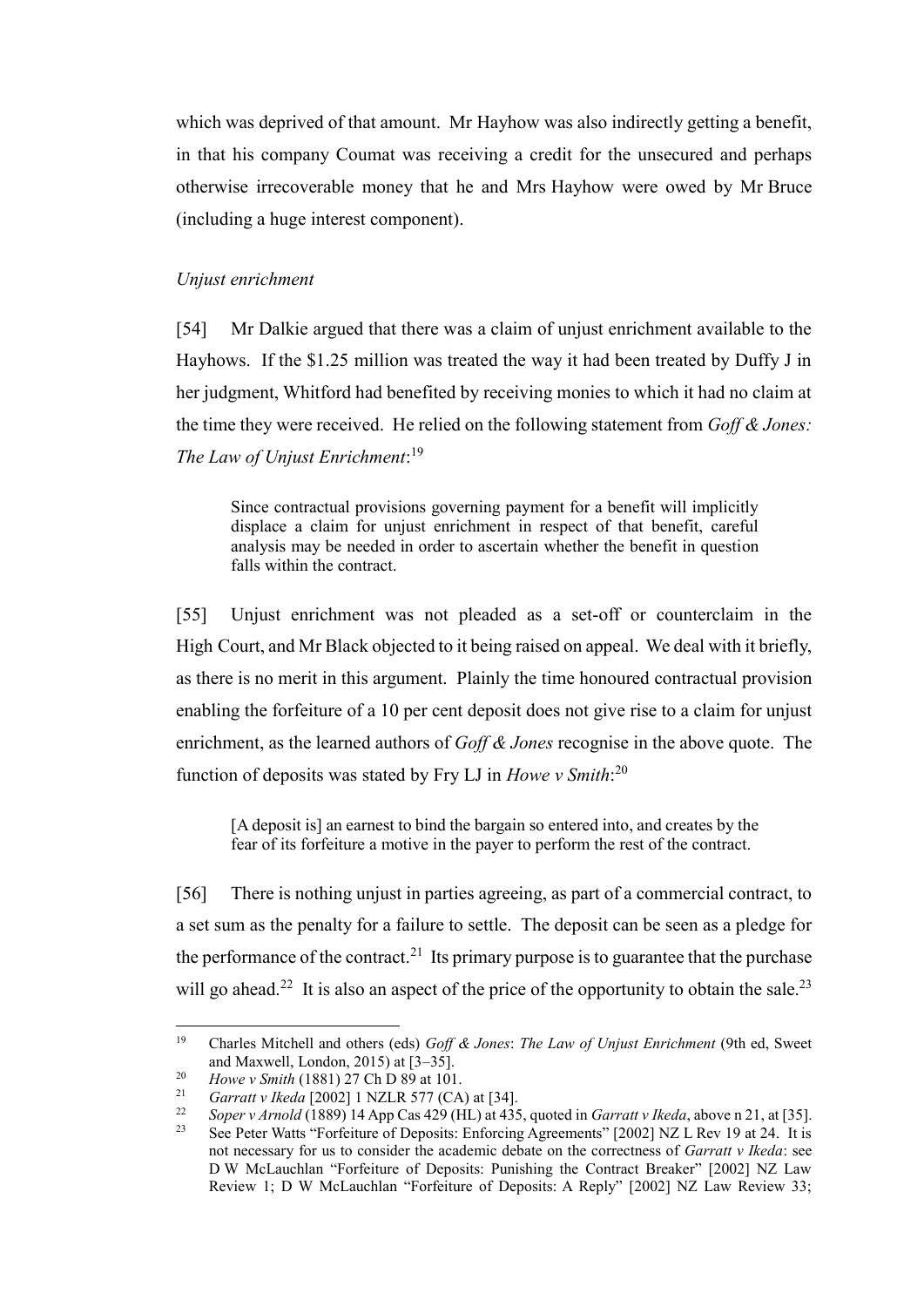which was deprived of that amount. Mr Hayhow was also indirectly getting a benefit, in that his company Coumat was receiving a credit for the unsecured and perhaps otherwise irrecoverable money that he and Mrs Hayhow were owed by Mr Bruce (including a huge interest component).

*Unjust enrichment*

[54] Mr Dalkie argued that there was a claim of unjust enrichment available to the Hayhows. If the $1.25 million was treated the way it had been treated by Duffy J in her judgment, Whitford had benefited by receiving monies to which it had no claim at the time they were received. He relied on the following statement from *Goff & Jones: The Law of Unjust Enrichment*:[19]

> Since contractual provisions governing payment for a benefit will implicitly displace a claim for unjust enrichment in respect of that benefit, careful analysis may be needed in order to ascertain whether the benefit in question falls within the contract.

[55] Unjust enrichment was not pleaded as a set-off or counterclaim in the High Court, and Mr Black objected to it being raised on appeal. We deal with it briefly, as there is no merit in this argument. Plainly the time honoured contractual provision enabling the forfeiture of a 10 per cent deposit does not give rise to a claim for unjust enrichment, as the learned authors of *Goff & Jones* recognise in the above quote. The function of deposits was stated by Fry LJ in *Howe v Smith*:[20]

> [A deposit is] an earnest to bind the bargain so entered into, and creates by the fear of its forfeiture a motive in the payer to perform the rest of the contract.

[56] There is nothing unjust in parties agreeing, as part of a commercial contract, to a set sum as the penalty for a failure to settle. The deposit can be seen as a pledge for the performance of the contract.[21] Its primary purpose is to guarantee that the purchase will go ahead.[22] It is also an aspect of the price of the opportunity to obtain the sale.[23]

---

[19] Charles Mitchell and others (eds) *Goff & Jones*: *The Law of Unjust Enrichment* (9th ed, Sweet and Maxwell, London, 2015) at [3–35].

[20] *Howe v Smith* (1881) 27 Ch D 89 at 101.

[21] *Garratt v Ikeda* [2002] 1 NZLR 577 (CA) at [34].

[22] *Soper v Arnold* (1889) 14 App Cas 429 (HL) at 435, quoted in *Garratt v Ikeda*, above n 21, at [35].

[23] See Peter Watts "Forfeiture of Deposits: Enforcing Agreements" [2002] NZ L Rev 19 at 24. It is not necessary for us to consider the academic debate on the correctness of *Garratt v Ikeda*: see D W McLauchlan "Forfeiture of Deposits: Punishing the Contract Breaker" [2002] NZ Law Review 1; D W McLauchlan "Forfeiture of Deposits: A Reply" [2002] NZ Law Review 33;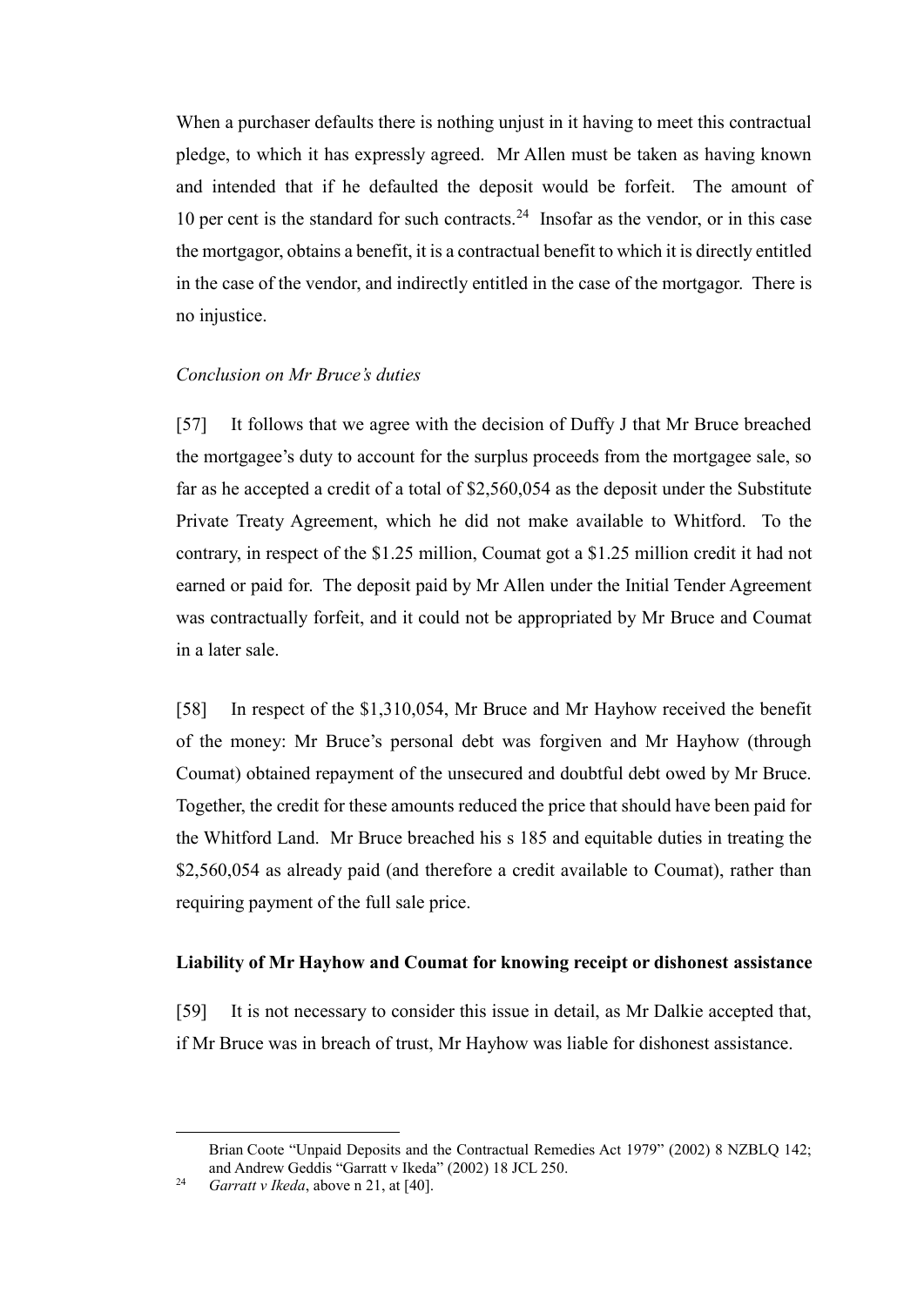When a purchaser defaults there is nothing unjust in it having to meet this contractual pledge, to which it has expressly agreed. Mr Allen must be taken as having known and intended that if he defaulted the deposit would be forfeit. The amount of 10 per cent is the standard for such contracts.[24] Insofar as the vendor, or in this case the mortgagor, obtains a benefit, it is a contractual benefit to which it is directly entitled in the case of the vendor, and indirectly entitled in the case of the mortgagor. There is no injustice.

*Conclusion on Mr Bruce's duties*

[57] It follows that we agree with the decision of Duffy J that Mr Bruce breached the mortgagee's duty to account for the surplus proceeds from the mortgagee sale, so far as he accepted a credit of a total of $2,560,054 as the deposit under the Substitute Private Treaty Agreement, which he did not make available to Whitford. To the contrary, in respect of the $1.25 million, Coumat got a $1.25 million credit it had not earned or paid for. The deposit paid by Mr Allen under the Initial Tender Agreement was contractually forfeit, and it could not be appropriated by Mr Bruce and Coumat in a later sale.

[58] In respect of the $1,310,054, Mr Bruce and Mr Hayhow received the benefit of the money: Mr Bruce's personal debt was forgiven and Mr Hayhow (through Coumat) obtained repayment of the unsecured and doubtful debt owed by Mr Bruce. Together, the credit for these amounts reduced the price that should have been paid for the Whitford Land. Mr Bruce breached his s 185 and equitable duties in treating the $2,560,054 as already paid (and therefore a credit available to Coumat), rather than requiring payment of the full sale price.

### Liability of Mr Hayhow and Coumat for knowing receipt or dishonest assistance

[59] It is not necessary to consider this issue in detail, as Mr Dalkie accepted that, if Mr Bruce was in breach of trust, Mr Hayhow was liable for dishonest assistance.

---

Brian Coote "Unpaid Deposits and the Contractual Remedies Act 1979" (2002) 8 NZBLQ 142; and Andrew Geddis "Garratt v Ikeda" (2002) 18 JCL 250.

[24] *Garratt v Ikeda*, above n 21, at [40].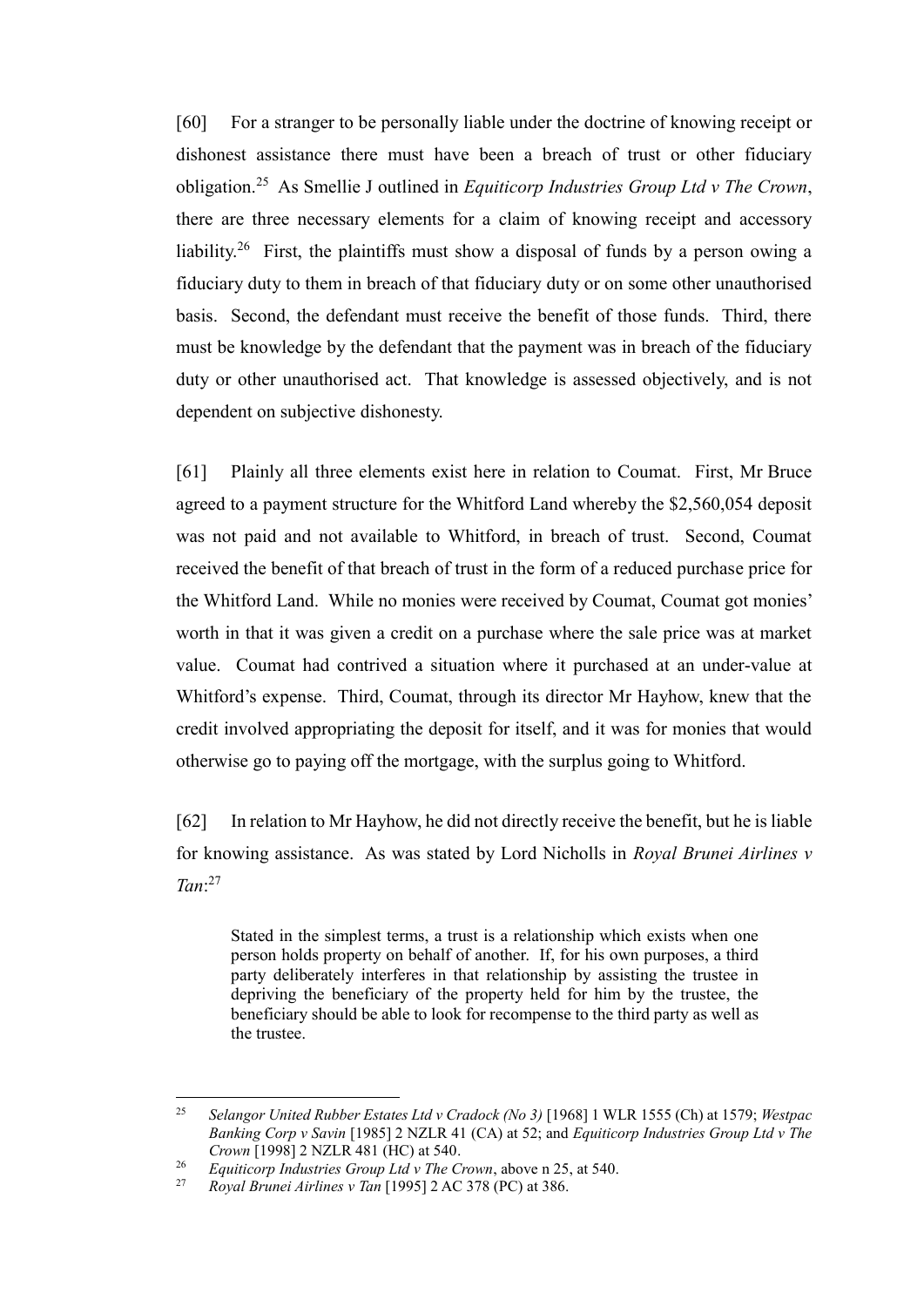[60] For a stranger to be personally liable under the doctrine of knowing receipt or dishonest assistance there must have been a breach of trust or other fiduciary obligation.[25] As Smellie J outlined in *Equiticorp Industries Group Ltd v The Crown*, there are three necessary elements for a claim of knowing receipt and accessory liability.[26] First, the plaintiffs must show a disposal of funds by a person owing a fiduciary duty to them in breach of that fiduciary duty or on some other unauthorised basis. Second, the defendant must receive the benefit of those funds. Third, there must be knowledge by the defendant that the payment was in breach of the fiduciary duty or other unauthorised act. That knowledge is assessed objectively, and is not dependent on subjective dishonesty.

[61] Plainly all three elements exist here in relation to Coumat. First, Mr Bruce agreed to a payment structure for the Whitford Land whereby the $2,560,054 deposit was not paid and not available to Whitford, in breach of trust. Second, Coumat received the benefit of that breach of trust in the form of a reduced purchase price for the Whitford Land. While no monies were received by Coumat, Coumat got monies' worth in that it was given a credit on a purchase where the sale price was at market value. Coumat had contrived a situation where it purchased at an under-value at Whitford's expense. Third, Coumat, through its director Mr Hayhow, knew that the credit involved appropriating the deposit for itself, and it was for monies that would otherwise go to paying off the mortgage, with the surplus going to Whitford.

[62] In relation to Mr Hayhow, he did not directly receive the benefit, but he is liable for knowing assistance. As was stated by Lord Nicholls in *Royal Brunei Airlines v Tan*:[27]

> Stated in the simplest terms, a trust is a relationship which exists when one person holds property on behalf of another. If, for his own purposes, a third party deliberately interferes in that relationship by assisting the trustee in depriving the beneficiary of the property held for him by the trustee, the beneficiary should be able to look for recompense to the third party as well as the trustee.

---

[25] *Selangor United Rubber Estates Ltd v Cradock (No 3)* [1968] 1 WLR 1555 (Ch) at 1579; *Westpac Banking Corp v Savin* [1985] 2 NZLR 41 (CA) at 52; and *Equiticorp Industries Group Ltd v The Crown* [1998] 2 NZLR 481 (HC) at 540.

[26] *Equiticorp Industries Group Ltd v The Crown*, above n 25, at 540.

[27] *Royal Brunei Airlines v Tan* [1995] 2 AC 378 (PC) at 386.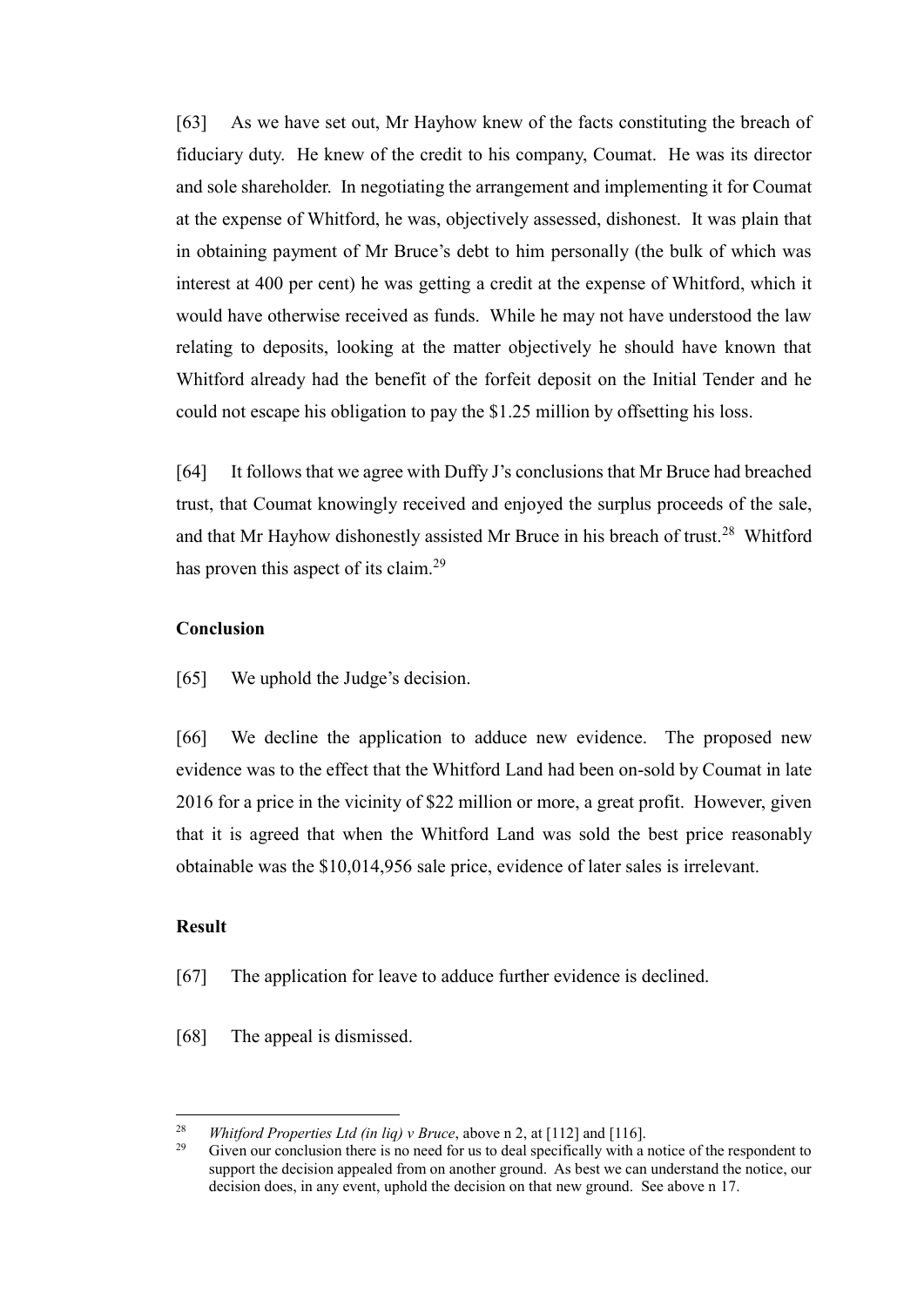[63] As we have set out, Mr Hayhow knew of the facts constituting the breach of fiduciary duty. He knew of the credit to his company, Coumat. He was its director and sole shareholder. In negotiating the arrangement and implementing it for Coumat at the expense of Whitford, he was, objectively assessed, dishonest. It was plain that in obtaining payment of Mr Bruce's debt to him personally (the bulk of which was interest at 400 per cent) he was getting a credit at the expense of Whitford, which it would have otherwise received as funds. While he may not have understood the law relating to deposits, looking at the matter objectively he should have known that Whitford already had the benefit of the forfeit deposit on the Initial Tender and he could not escape his obligation to pay the $1.25 million by offsetting his loss.

[64] It follows that we agree with Duffy J's conclusions that Mr Bruce had breached trust, that Coumat knowingly received and enjoyed the surplus proceeds of the sale, and that Mr Hayhow dishonestly assisted Mr Bruce in his breach of trust.[28] Whitford has proven this aspect of its claim.[29]

**Conclusion**

[65] We uphold the Judge's decision.

[66] We decline the application to adduce new evidence. The proposed new evidence was to the effect that the Whitford Land had been on-sold by Coumat in late 2016 for a price in the vicinity of $22 million or more, a great profit. However, given that it is agreed that when the Whitford Land was sold the best price reasonably obtainable was the $10,014,956 sale price, evidence of later sales is irrelevant.

**Result**

[67] The application for leave to adduce further evidence is declined.

[68] The appeal is dismissed.

---

[28] *Whitford Properties Ltd (in liq) v Bruce*, above n 2, at [112] and [116].

[29] Given our conclusion there is no need for us to deal specifically with a notice of the respondent to support the decision appealed from on another ground. As best we can understand the notice, our decision does, in any event, uphold the decision on that new ground. See above n 17.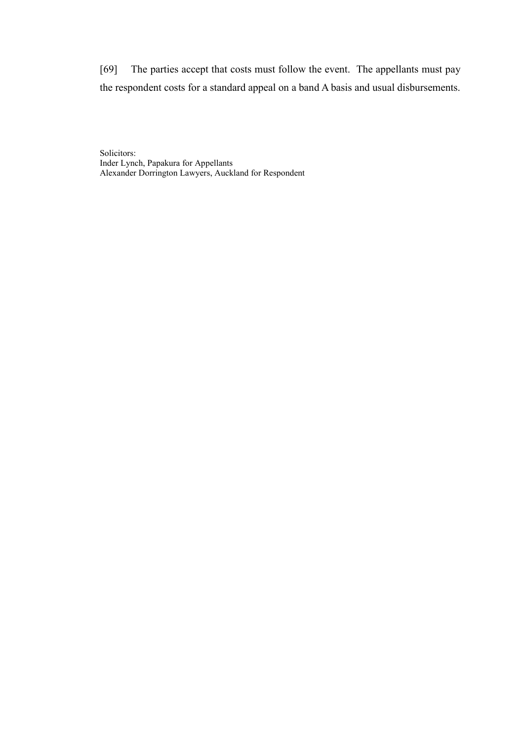[69] The parties accept that costs must follow the event. The appellants must pay the respondent costs for a standard appeal on a band A basis and usual disbursements.

Solicitors:
Inder Lynch, Papakura for Appellants
Alexander Dorrington Lawyers, Auckland for Respondent